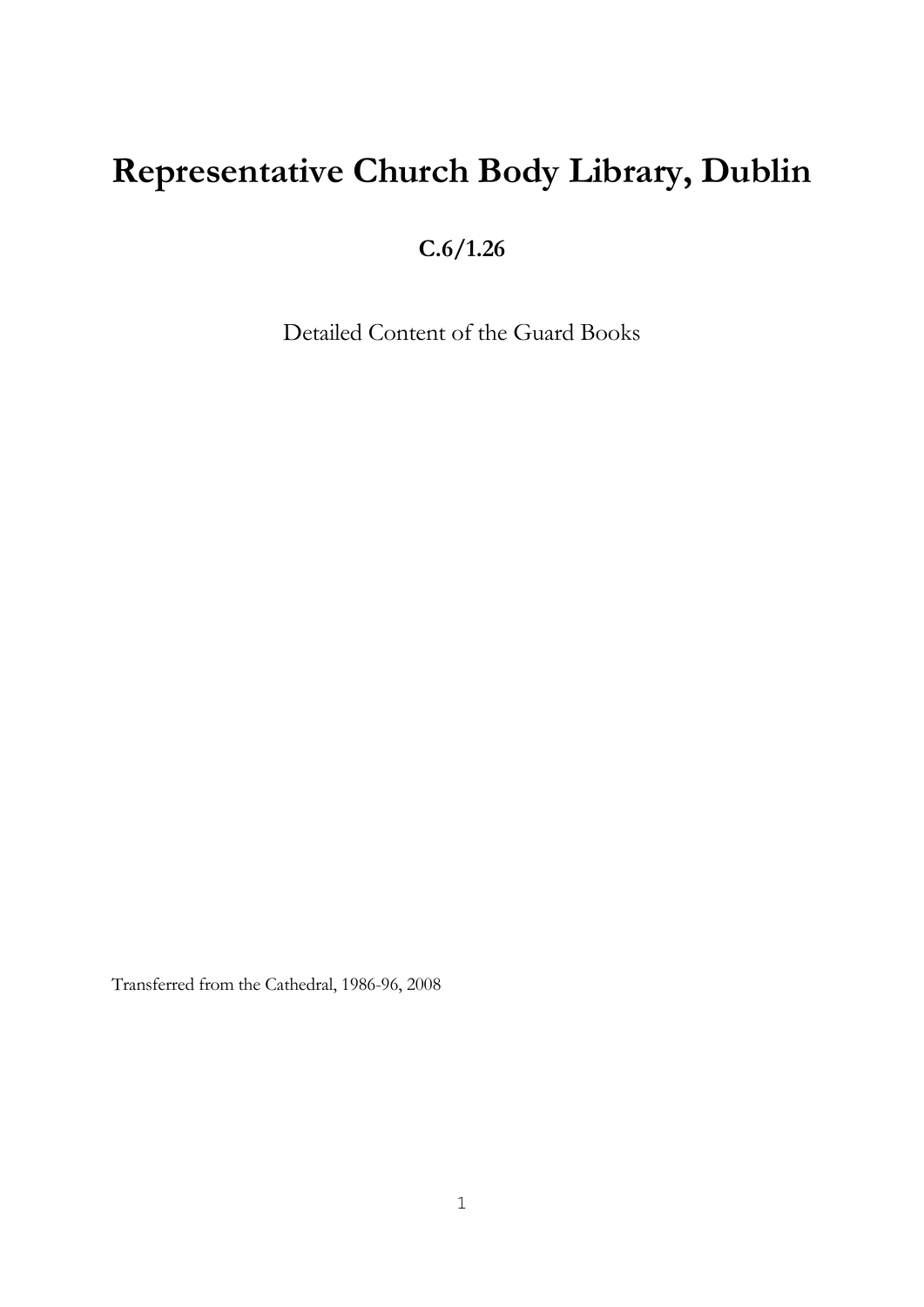# Representative Church Body Library, Dublin

**C.6/1.26**

Detailed Content of the Guard Books

Transferred from the Cathedral, 1986-96, 2008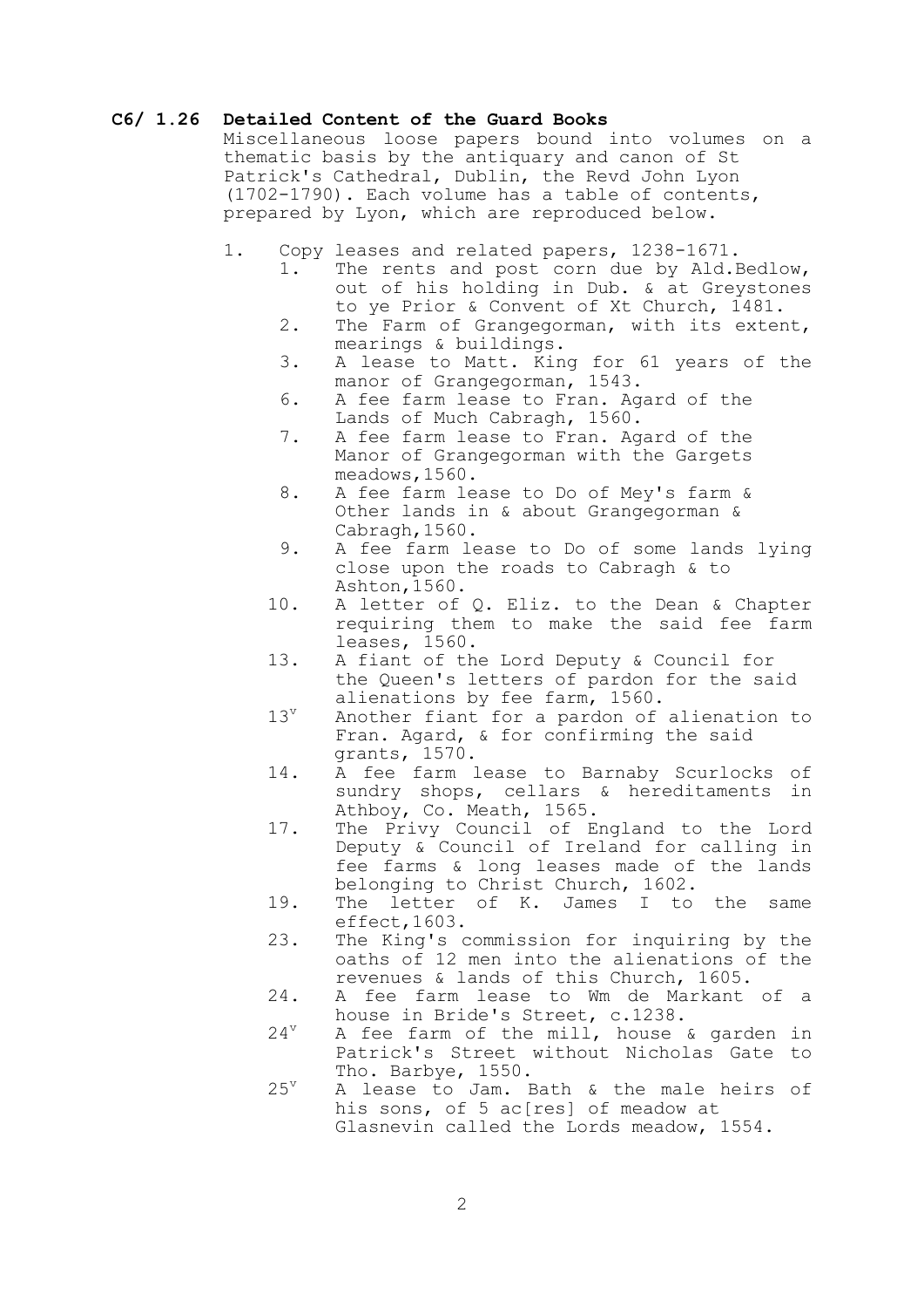## C6/ 1.26 Detailed Content of the Guard Books

Miscellaneous loose papers bound into volumes on a thematic basis by the antiquary and canon of St Patrick's Cathedral, Dublin, the Revd John Lyon (1702-1790). Each volume has a table of contents, prepared by Lyon, which are reproduced below.

1. Copy leases and related papers, 1238-1671.
   - 1. The rents and post corn due by Ald.Bedlow, out of his holding in Dub. & at Greystones to ye Prior & Convent of Xt Church, 1481.
   - 2. The Farm of Grangegorman, with its extent, mearings & buildings.
   - 3. A lease to Matt. King for 61 years of the manor of Grangegorman, 1543.
   - 6. A fee farm lease to Fran. Agard of the Lands of Much Cabragh, 1560.
   - 7. A fee farm lease to Fran. Agard of the Manor of Grangegorman with the Gargets meadows,1560.
   - 8. A fee farm lease to Do of Mey's farm & Other lands in & about Grangegorman & Cabragh,1560.
   - 9. A fee farm lease to Do of some lands lying close upon the roads to Cabragh & to Ashton,1560.
   - 10. A letter of Q. Eliz. to the Dean & Chapter requiring them to make the said fee farm leases, 1560.
   - 13. A fiant of the Lord Deputy & Council for the Queen's letters of pardon for the said alienations by fee farm, 1560.
   - 13v Another fiant for a pardon of alienation to Fran. Agard, & for confirming the said grants, 1570.
   - 14. A fee farm lease to Barnaby Scurlocks of sundry shops, cellars & hereditaments in Athboy, Co. Meath, 1565.
   - 17. The Privy Council of England to the Lord Deputy & Council of Ireland for calling in fee farms & long leases made of the lands belonging to Christ Church, 1602.
   - 19. The letter of K. James I to the same effect,1603.
   - 23. The King's commission for inquiring by the oaths of 12 men into the alienations of the revenues & lands of this Church, 1605.
   - 24. A fee farm lease to Wm de Markant of a house in Bride's Street, c.1238.
   - 24v A fee farm of the mill, house & garden in Patrick's Street without Nicholas Gate to Tho. Barbye, 1550.
   - 25v A lease to Jam. Bath & the male heirs of his sons, of 5 ac[res] of meadow at Glasnevin called the Lords meadow, 1554.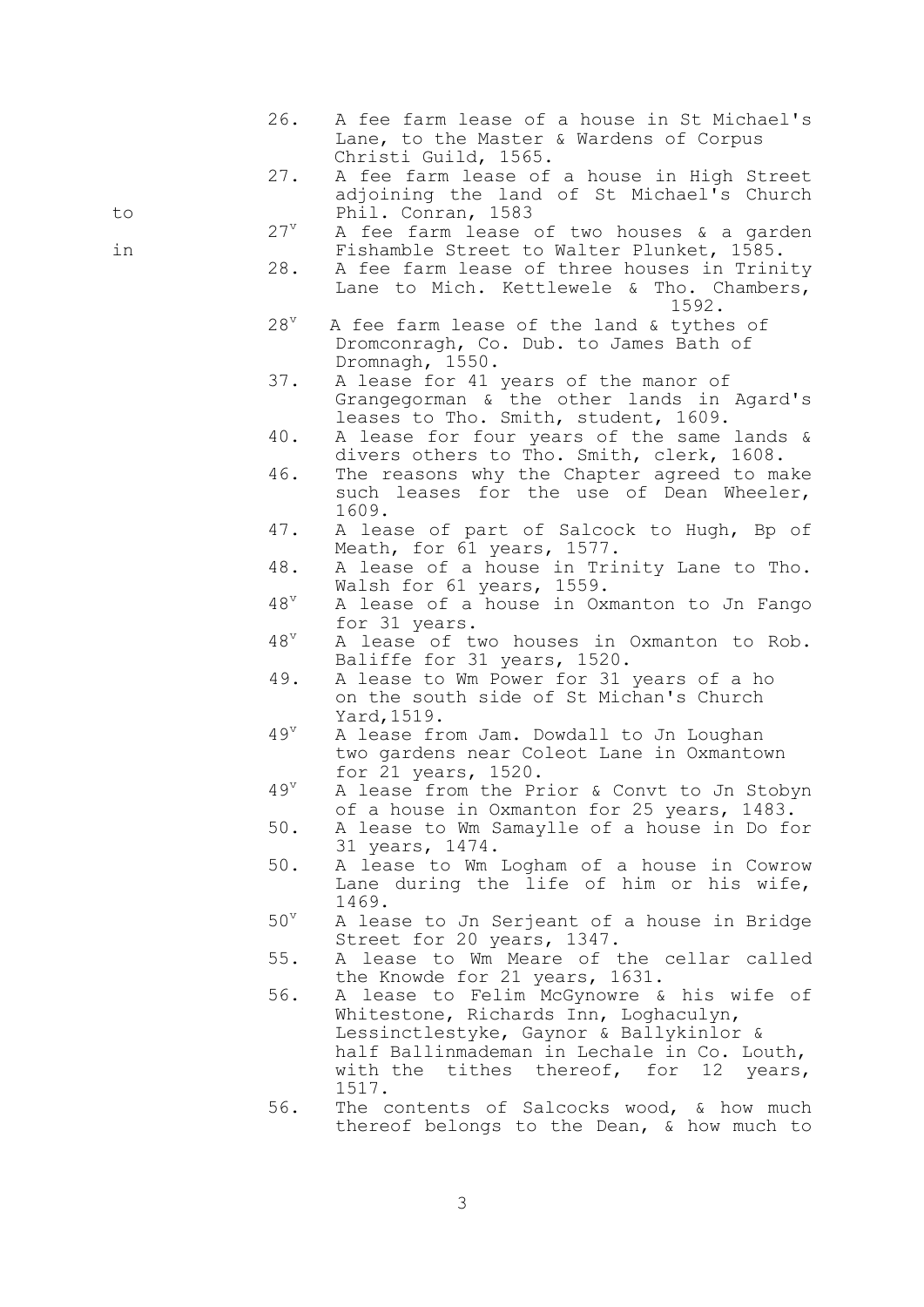26. A fee farm lease of a house in St Michael's Lane, to the Master & Wardens of Corpus Christi Guild, 1565.

27. A fee farm lease of a house in High Street adjoining the land of St Michael's Church to Phil. Conran, 1583

$27^{v}$ A fee farm lease of two houses & a garden in Fishamble Street to Walter Plunket, 1585.

28. A fee farm lease of three houses in Trinity Lane to Mich. Kettlewele & Tho. Chambers, 1592.

$28^{v}$ A fee farm lease of the land & tythes of Dromconragh, Co. Dub. to James Bath of Dromnagh, 1550.

37. A lease for 41 years of the manor of Grangegorman & the other lands in Agard's leases to Tho. Smith, student, 1609.

40. A lease for four years of the same lands & divers others to Tho. Smith, clerk, 1608.

46. The reasons why the Chapter agreed to make such leases for the use of Dean Wheeler, 1609.

47. A lease of part of Salcock to Hugh, Bp of Meath, for 61 years, 1577.

48. A lease of a house in Trinity Lane to Tho. Walsh for 61 years, 1559.

$48^{v}$ A lease of a house in Oxmanton to Jn Fango for 31 years.

$48^{v}$ A lease of two houses in Oxmanton to Rob. Baliffe for 31 years, 1520.

49. A lease to Wm Power for 31 years of a ho on the south side of St Michan's Church Yard,1519.

$49^{v}$ A lease from Jam. Dowdall to Jn Loughan two gardens near Coleot Lane in Oxmantown for 21 years, 1520.

$49^{v}$ A lease from the Prior & Convt to Jn Stobyn of a house in Oxmanton for 25 years, 1483.

50. A lease to Wm Samaylle of a house in Do for 31 years, 1474.

50. A lease to Wm Logham of a house in Cowrow Lane during the life of him or his wife, 1469.

$50^{v}$ A lease to Jn Serjeant of a house in Bridge Street for 20 years, 1347.

55. A lease to Wm Meare of the cellar called the Knowde for 21 years, 1631.

56. A lease to Felim McGynowre & his wife of Whitestone, Richards Inn, Loghaculyn, Lessinctlestyke, Gaynor & Ballykinlor & half Ballinmademan in Lechale in Co. Louth, with the tithes thereof, for 12 years, 1517.

56. The contents of Salcocks wood, & how much thereof belongs to the Dean, & how much to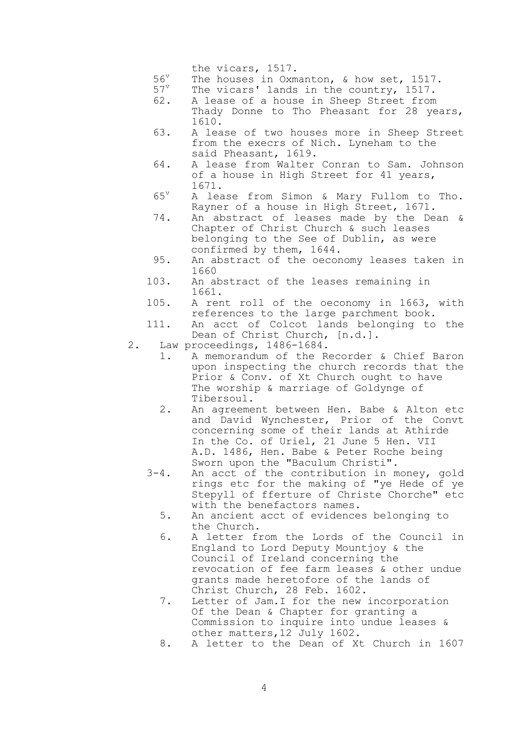the vicars, 1517.

- 56[v] The houses in Oxmanton, & how set, 1517.
- 57[v] The vicars' lands in the country, 1517.
- 62. A lease of a house in Sheep Street from Thady Donne to Tho Pheasant for 28 years, 1610.
- 63. A lease of two houses more in Sheep Street from the execrs of Nich. Lyneham to the said Pheasant, 1619.
- 64. A lease from Walter Conran to Sam. Johnson of a house in High Street for 41 years, 1671.
- 65[v] A lease from Simon & Mary Fullom to Tho. Rayner of a house in High Street, 1671.
- 74. An abstract of leases made by the Dean & Chapter of Christ Church & such leases belonging to the See of Dublin, as were confirmed by them, 1644.
- 95. An abstract of the oeconomy leases taken in 1660
- 103. An abstract of the leases remaining in 1661.
- 105. A rent roll of the oeconomy in 1663, with references to the large parchment book.
- 111. An acct of Colcot lands belonging to the Dean of Christ Church, [n.d.].

2. Law proceedings, 1486-1684.
   - 1. A memorandum of the Recorder & Chief Baron upon inspecting the church records that the Prior & Conv. of Xt Church ought to have The worship & marriage of Goldynge of Tibersoul.
   - 2. An agreement between Hen. Babe & Alton etc and David Wynchester, Prior of the Convt concerning some of their lands at Athirde In the Co. of Uriel, 21 June 5 Hen. VII A.D. 1486, Hen. Babe & Peter Roche being Sworn upon the "Baculum Christi".
   - 3-4. An acct of the contribution in money, gold rings etc for the making of "ye Hede of ye Stepyll of fferture of Christe Chorche" etc with the benefactors names.
   - 5. An ancient acct of evidences belonging to the Church.
   - 6. A letter from the Lords of the Council in England to Lord Deputy Mountjoy & the Council of Ireland concerning the revocation of fee farm leases & other undue grants made heretofore of the lands of Christ Church, 28 Feb. 1602.
   - 7. Letter of Jam.I for the new incorporation Of the Dean & Chapter for granting a Commission to inquire into undue leases & other matters,12 July 1602.
   - 8. A letter to the Dean of Xt Church in 1607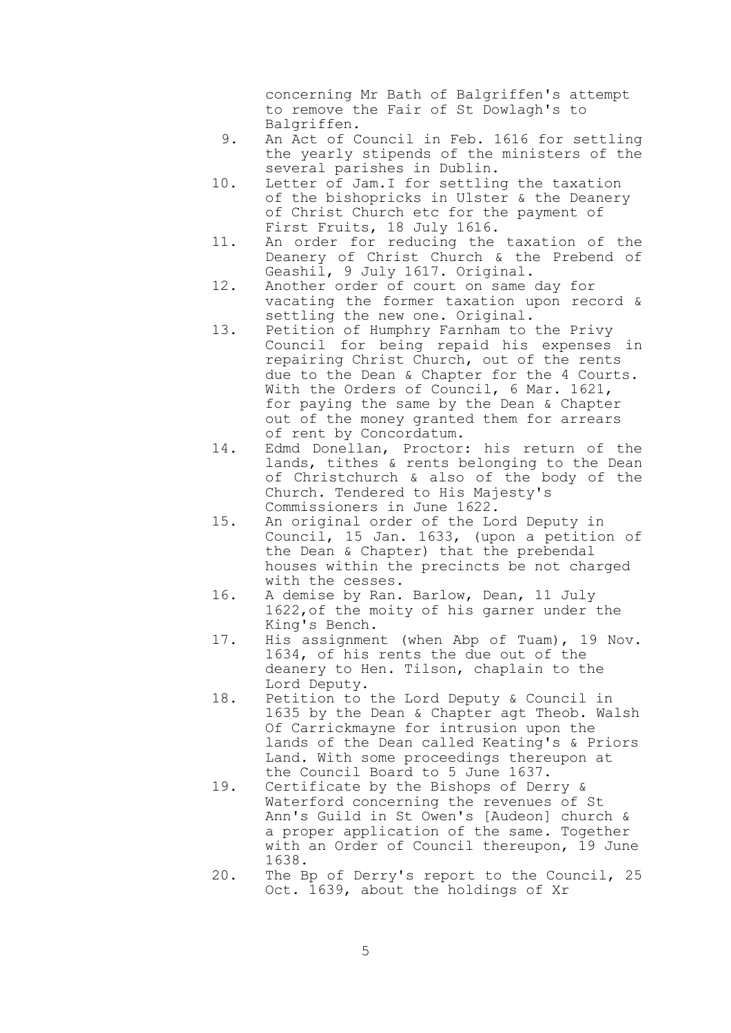concerning Mr Bath of Balgriffen's attempt to remove the Fair of St Dowlagh's to Balgriffen.

9. An Act of Council in Feb. 1616 for settling the yearly stipends of the ministers of the several parishes in Dublin.
10. Letter of Jam.I for settling the taxation of the bishopricks in Ulster & the Deanery of Christ Church etc for the payment of First Fruits, 18 July 1616.
11. An order for reducing the taxation of the Deanery of Christ Church & the Prebend of Geashil, 9 July 1617. Original.
12. Another order of court on same day for vacating the former taxation upon record & settling the new one. Original.
13. Petition of Humphry Farnham to the Privy Council for being repaid his expenses in repairing Christ Church, out of the rents due to the Dean & Chapter for the 4 Courts. With the Orders of Council, 6 Mar. 1621, for paying the same by the Dean & Chapter out of the money granted them for arrears of rent by Concordatum.
14. Edmd Donellan, Proctor: his return of the lands, tithes & rents belonging to the Dean of Christchurch & also of the body of the Church. Tendered to His Majesty's Commissioners in June 1622.
15. An original order of the Lord Deputy in Council, 15 Jan. 1633, (upon a petition of the Dean & Chapter) that the prebendal houses within the precincts be not charged with the cesses.
16. A demise by Ran. Barlow, Dean, 11 July 1622,of the moity of his garner under the King's Bench.
17. His assignment (when Abp of Tuam), 19 Nov. 1634, of his rents the due out of the deanery to Hen. Tilson, chaplain to the Lord Deputy.
18. Petition to the Lord Deputy & Council in 1635 by the Dean & Chapter agt Theob. Walsh Of Carrickmayne for intrusion upon the lands of the Dean called Keating's & Priors Land. With some proceedings thereupon at the Council Board to 5 June 1637.
19. Certificate by the Bishops of Derry & Waterford concerning the revenues of St Ann's Guild in St Owen's [Audeon] church & a proper application of the same. Together with an Order of Council thereupon, 19 June 1638.
20. The Bp of Derry's report to the Council, 25 Oct. 1639, about the holdings of Xr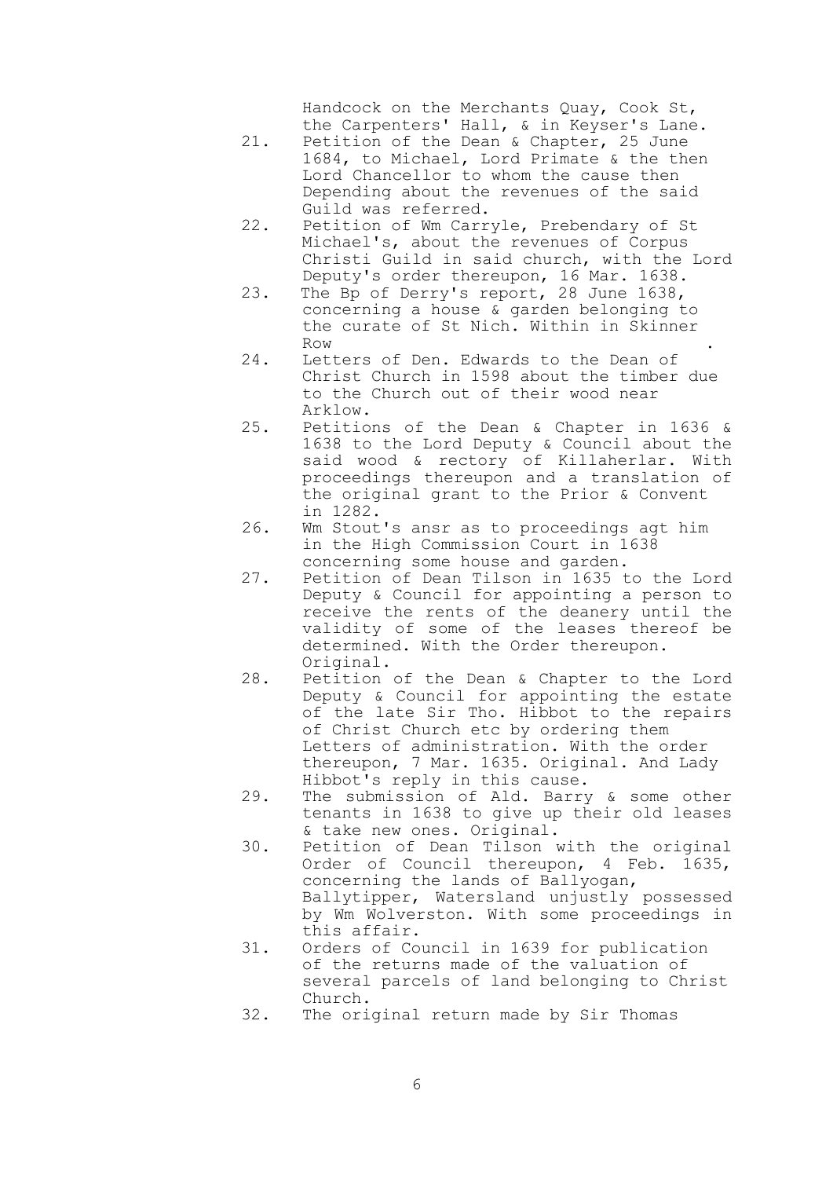Handcock on the Merchants Quay, Cook St, the Carpenters' Hall, & in Keyser's Lane.

21. Petition of the Dean & Chapter, 25 June 1684, to Michael, Lord Primate & the then Lord Chancellor to whom the cause then Depending about the revenues of the said Guild was referred.
22. Petition of Wm Carryle, Prebendary of St Michael's, about the revenues of Corpus Christi Guild in said church, with the Lord Deputy's order thereupon, 16 Mar. 1638.
23. The Bp of Derry's report, 28 June 1638, concerning a house & garden belonging to the curate of St Nich. Within in Skinner Row.
24. Letters of Den. Edwards to the Dean of Christ Church in 1598 about the timber due to the Church out of their wood near Arklow.
25. Petitions of the Dean & Chapter in 1636 & 1638 to the Lord Deputy & Council about the said wood & rectory of Killaherlar. With proceedings thereupon and a translation of the original grant to the Prior & Convent in 1282.
26. Wm Stout's ansr as to proceedings agt him in the High Commission Court in 1638 concerning some house and garden.
27. Petition of Dean Tilson in 1635 to the Lord Deputy & Council for appointing a person to receive the rents of the deanery until the validity of some of the leases thereof be determined. With the Order thereupon. Original.
28. Petition of the Dean & Chapter to the Lord Deputy & Council for appointing the estate of the late Sir Tho. Hibbot to the repairs of Christ Church etc by ordering them Letters of administration. With the order thereupon, 7 Mar. 1635. Original. And Lady Hibbot's reply in this cause.
29. The submission of Ald. Barry & some other tenants in 1638 to give up their old leases & take new ones. Original.
30. Petition of Dean Tilson with the original Order of Council thereupon, 4 Feb. 1635, concerning the lands of Ballyogan, Ballytipper, Watersland unjustly possessed by Wm Wolverston. With some proceedings in this affair.
31. Orders of Council in 1639 for publication of the returns made of the valuation of several parcels of land belonging to Christ Church.
32. The original return made by Sir Thomas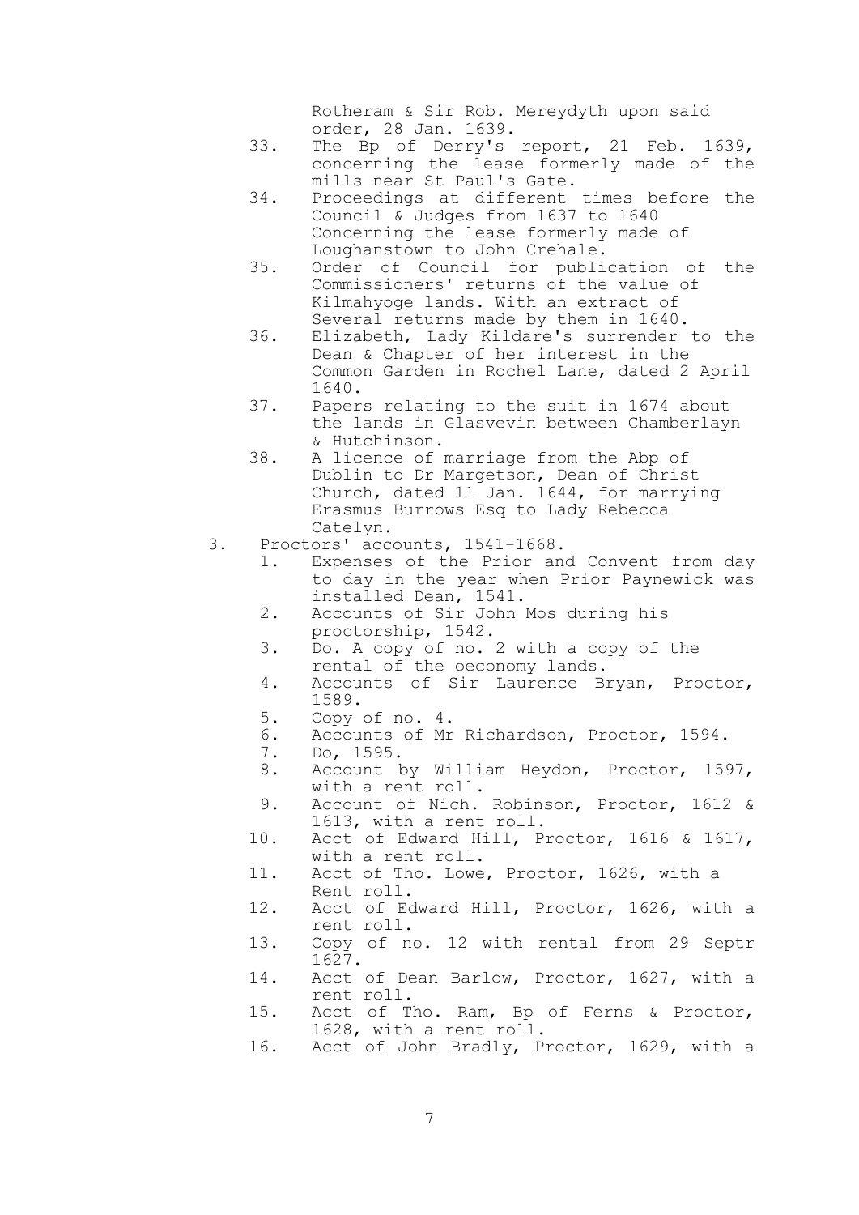Rotheram & Sir Rob. Mereydyth upon said order, 28 Jan. 1639.

33. The Bp of Derry's report, 21 Feb. 1639, concerning the lease formerly made of the mills near St Paul's Gate.
34. Proceedings at different times before the Council & Judges from 1637 to 1640 Concerning the lease formerly made of Loughanstown to John Crehale.
35. Order of Council for publication of the Commissioners' returns of the value of Kilmahyoge lands. With an extract of Several returns made by them in 1640.
36. Elizabeth, Lady Kildare's surrender to the Dean & Chapter of her interest in the Common Garden in Rochel Lane, dated 2 April 1640.
37. Papers relating to the suit in 1674 about the lands in Glasvevin between Chamberlayn & Hutchinson.
38. A licence of marriage from the Abp of Dublin to Dr Margetson, Dean of Christ Church, dated 11 Jan. 1644, for marrying Erasmus Burrows Esq to Lady Rebecca Catelyn.

3. Proctors' accounts, 1541-1668.
   1. Expenses of the Prior and Convent from day to day in the year when Prior Paynewick was installed Dean, 1541.
   2. Accounts of Sir John Mos during his proctorship, 1542.
   3. Do. A copy of no. 2 with a copy of the rental of the oeconomy lands.
   4. Accounts of Sir Laurence Bryan, Proctor, 1589.
   5. Copy of no. 4.
   6. Accounts of Mr Richardson, Proctor, 1594.
   7. Do, 1595.
   8. Account by William Heydon, Proctor, 1597, with a rent roll.
   9. Account of Nich. Robinson, Proctor, 1612 & 1613, with a rent roll.
   10. Acct of Edward Hill, Proctor, 1616 & 1617, with a rent roll.
   11. Acct of Tho. Lowe, Proctor, 1626, with a Rent roll.
   12. Acct of Edward Hill, Proctor, 1626, with a rent roll.
   13. Copy of no. 12 with rental from 29 Septr 1627.
   14. Acct of Dean Barlow, Proctor, 1627, with a rent roll.
   15. Acct of Tho. Ram, Bp of Ferns & Proctor, 1628, with a rent roll.
   16. Acct of John Bradly, Proctor, 1629, with a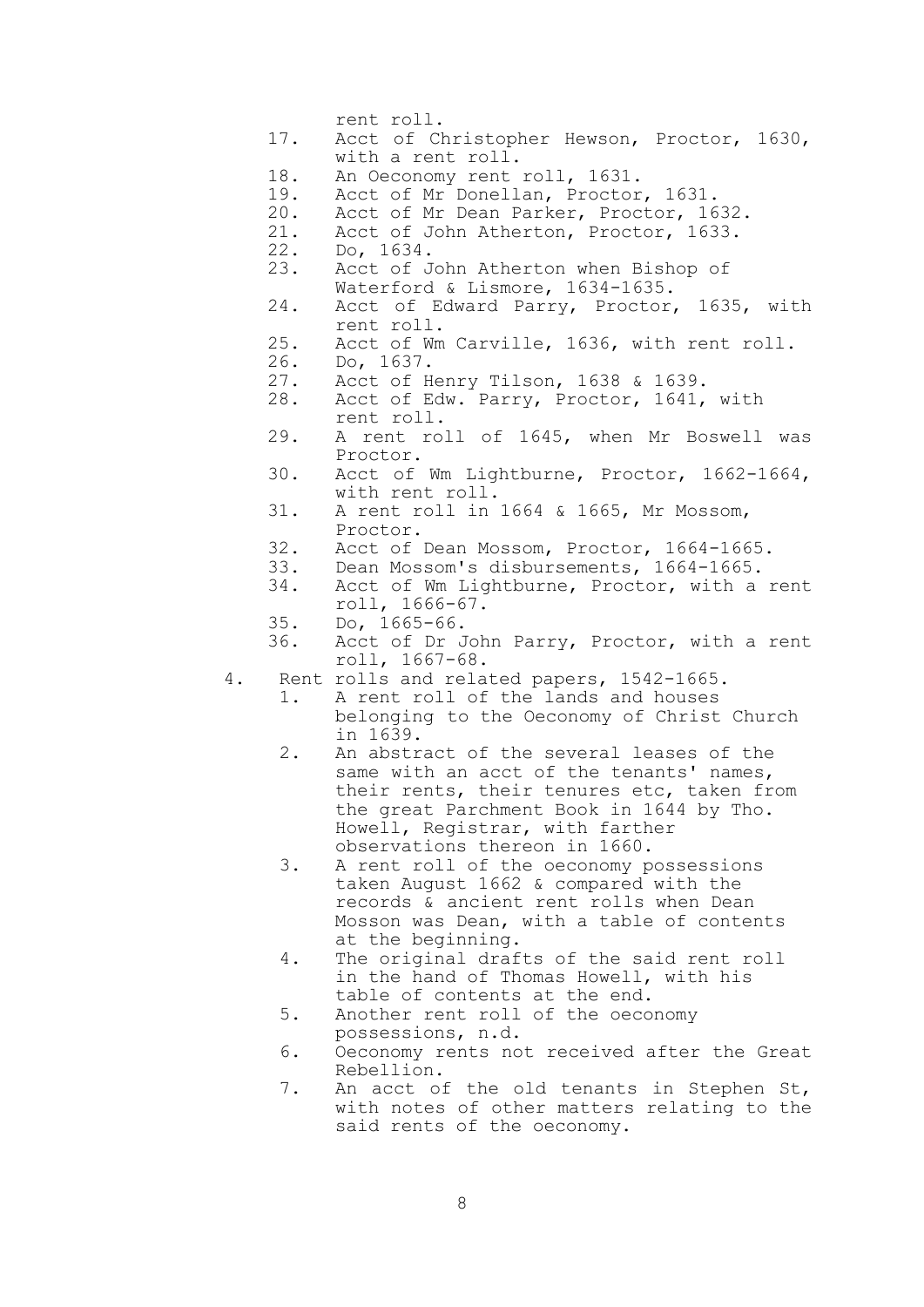rent roll.

17. Acct of Christopher Hewson, Proctor, 1630, with a rent roll.
18. An Oeconomy rent roll, 1631.
19. Acct of Mr Donellan, Proctor, 1631.
20. Acct of Mr Dean Parker, Proctor, 1632.
21. Acct of John Atherton, Proctor, 1633.
22. Do, 1634.
23. Acct of John Atherton when Bishop of Waterford & Lismore, 1634-1635.
24. Acct of Edward Parry, Proctor, 1635, with rent roll.
25. Acct of Wm Carville, 1636, with rent roll.
26. Do, 1637.
27. Acct of Henry Tilson, 1638 & 1639.
28. Acct of Edw. Parry, Proctor, 1641, with rent roll.
29. A rent roll of 1645, when Mr Boswell was Proctor.
30. Acct of Wm Lightburne, Proctor, 1662-1664, with rent roll.
31. A rent roll in 1664 & 1665, Mr Mossom, Proctor.
32. Acct of Dean Mossom, Proctor, 1664-1665.
33. Dean Mossom's disbursements, 1664-1665.
34. Acct of Wm Lightburne, Proctor, with a rent roll, 1666-67.
35. Do, 1665-66.
36. Acct of Dr John Parry, Proctor, with a rent roll, 1667-68.

4. Rent rolls and related papers, 1542-1665.
    1. A rent roll of the lands and houses belonging to the Oeconomy of Christ Church in 1639.
    2. An abstract of the several leases of the same with an acct of the tenants' names, their rents, their tenures etc, taken from the great Parchment Book in 1644 by Tho. Howell, Registrar, with farther observations thereon in 1660.
    3. A rent roll of the oeconomy possessions taken August 1662 & compared with the records & ancient rent rolls when Dean Mosson was Dean, with a table of contents at the beginning.
    4. The original drafts of the said rent roll in the hand of Thomas Howell, with his table of contents at the end.
    5. Another rent roll of the oeconomy possessions, n.d.
    6. Oeconomy rents not received after the Great Rebellion.
    7. An acct of the old tenants in Stephen St, with notes of other matters relating to the said rents of the oeconomy.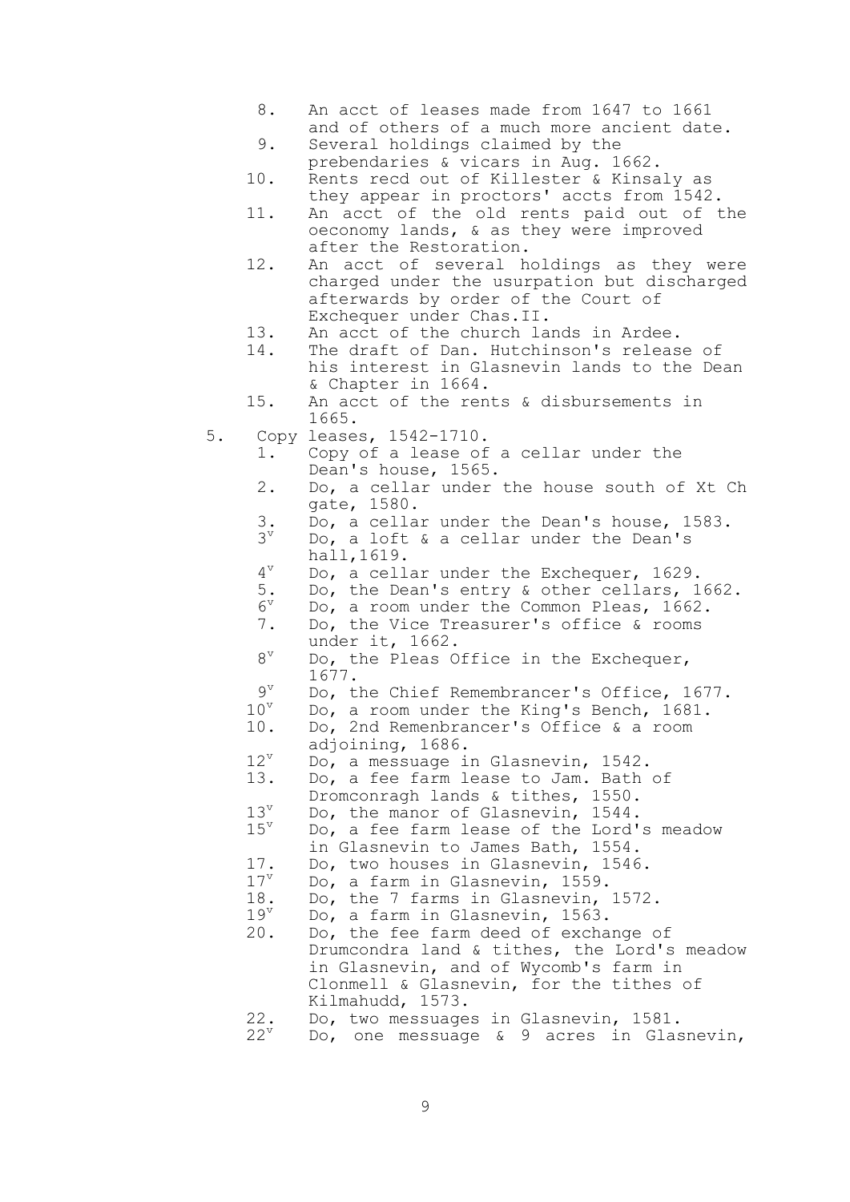8. An acct of leases made from 1647 to 1661 and of others of a much more ancient date.
9. Several holdings claimed by the prebendaries & vicars in Aug. 1662.
10. Rents recd out of Killester & Kinsaly as they appear in proctors' accts from 1542.
11. An acct of the old rents paid out of the oeconomy lands, & as they were improved after the Restoration.
12. An acct of several holdings as they were charged under the usurpation but discharged afterwards by order of the Court of Exchequer under Chas.II.
13. An acct of the church lands in Ardee.
14. The draft of Dan. Hutchinson's release of his interest in Glasnevin lands to the Dean & Chapter in 1664.
15. An acct of the rents & disbursements in 1665.

5. Copy leases, 1542-1710.

- 1. Copy of a lease of a cellar under the Dean's house, 1565.
- 2. Do, a cellar under the house south of Xt Ch gate, 1580.
- 3. Do, a cellar under the Dean's house, 1583.
- 3v Do, a loft & a cellar under the Dean's hall, 1619.
- 4v Do, a cellar under the Exchequer, 1629.
- 5. Do, the Dean's entry & other cellars, 1662.
- 6v Do, a room under the Common Pleas, 1662.
- 7. Do, the Vice Treasurer's office & rooms under it, 1662.
- 8v Do, the Pleas Office in the Exchequer, 1677.
- 9v Do, the Chief Remembrancer's Office, 1677.
- 10v Do, a room under the King's Bench, 1681.
- 10. Do, 2nd Remenbrancer's Office & a room adjoining, 1686.
- 12v Do, a messuage in Glasnevin, 1542.
- 13. Do, a fee farm lease to Jam. Bath of Dromconragh lands & tithes, 1550.
- 13v Do, the manor of Glasnevin, 1544.
- 15v Do, a fee farm lease of the Lord's meadow in Glasnevin to James Bath, 1554.
- 17. Do, two houses in Glasnevin, 1546.
- 17v Do, a farm in Glasnevin, 1559.
- 18. Do, the 7 farms in Glasnevin, 1572.
- 19v Do, a farm in Glasnevin, 1563.
- 20. Do, the fee farm deed of exchange of Drumcondra land & tithes, the Lord's meadow in Glasnevin, and of Wycomb's farm in Clonmell & Glasnevin, for the tithes of Kilmahudd, 1573.
- 22. Do, two messuages in Glasnevin, 1581.
- 22v Do, one messuage & 9 acres in Glasnevin,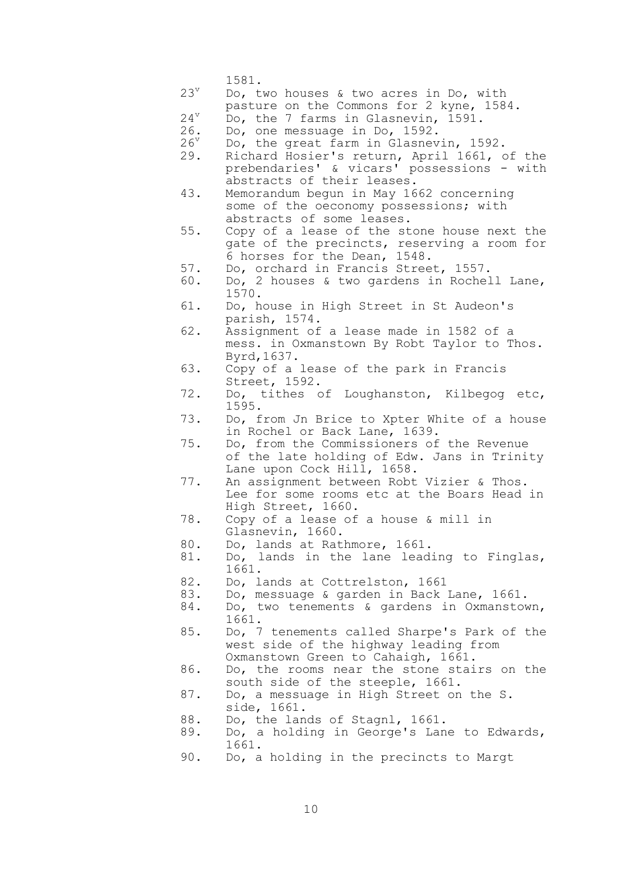1581.

23^v Do, two houses & two acres in Do, with pasture on the Commons for 2 kyne, 1584.

24^v Do, the 7 farms in Glasnevin, 1591.

26. Do, one messuage in Do, 1592.

26^v Do, the great farm in Glasnevin, 1592.

29. Richard Hosier's return, April 1661, of the prebendaries' & vicars' possessions - with abstracts of their leases.

43. Memorandum begun in May 1662 concerning some of the oeconomy possessions; with abstracts of some leases.

55. Copy of a lease of the stone house next the gate of the precincts, reserving a room for 6 horses for the Dean, 1548.

57. Do, orchard in Francis Street, 1557.

60. Do, 2 houses & two gardens in Rochell Lane, 1570.

61. Do, house in High Street in St Audeon's parish, 1574.

62. Assignment of a lease made in 1582 of a mess. in Oxmanstown By Robt Taylor to Thos. Byrd,1637.

63. Copy of a lease of the park in Francis Street, 1592.

72. Do, tithes of Loughanston, Kilbegog etc, 1595.

73. Do, from Jn Brice to Xpter White of a house in Rochel or Back Lane, 1639.

75. Do, from the Commissioners of the Revenue of the late holding of Edw. Jans in Trinity Lane upon Cock Hill, 1658.

77. An assignment between Robt Vizier & Thos. Lee for some rooms etc at the Boars Head in High Street, 1660.

78. Copy of a lease of a house & mill in Glasnevin, 1660.

80. Do, lands at Rathmore, 1661.

81. Do, lands in the lane leading to Finglas, 1661.

82. Do, lands at Cottrelston, 1661

83. Do, messuage & garden in Back Lane, 1661.

84. Do, two tenements & gardens in Oxmanstown, 1661.

85. Do, 7 tenements called Sharpe's Park of the west side of the highway leading from Oxmanstown Green to Cahaigh, 1661.

86. Do, the rooms near the stone stairs on the south side of the steeple, 1661.

87. Do, a messuage in High Street on the S. side, 1661.

88. Do, the lands of Stagnl, 1661.

89. Do, a holding in George's Lane to Edwards, 1661.

90. Do, a holding in the precincts to Margt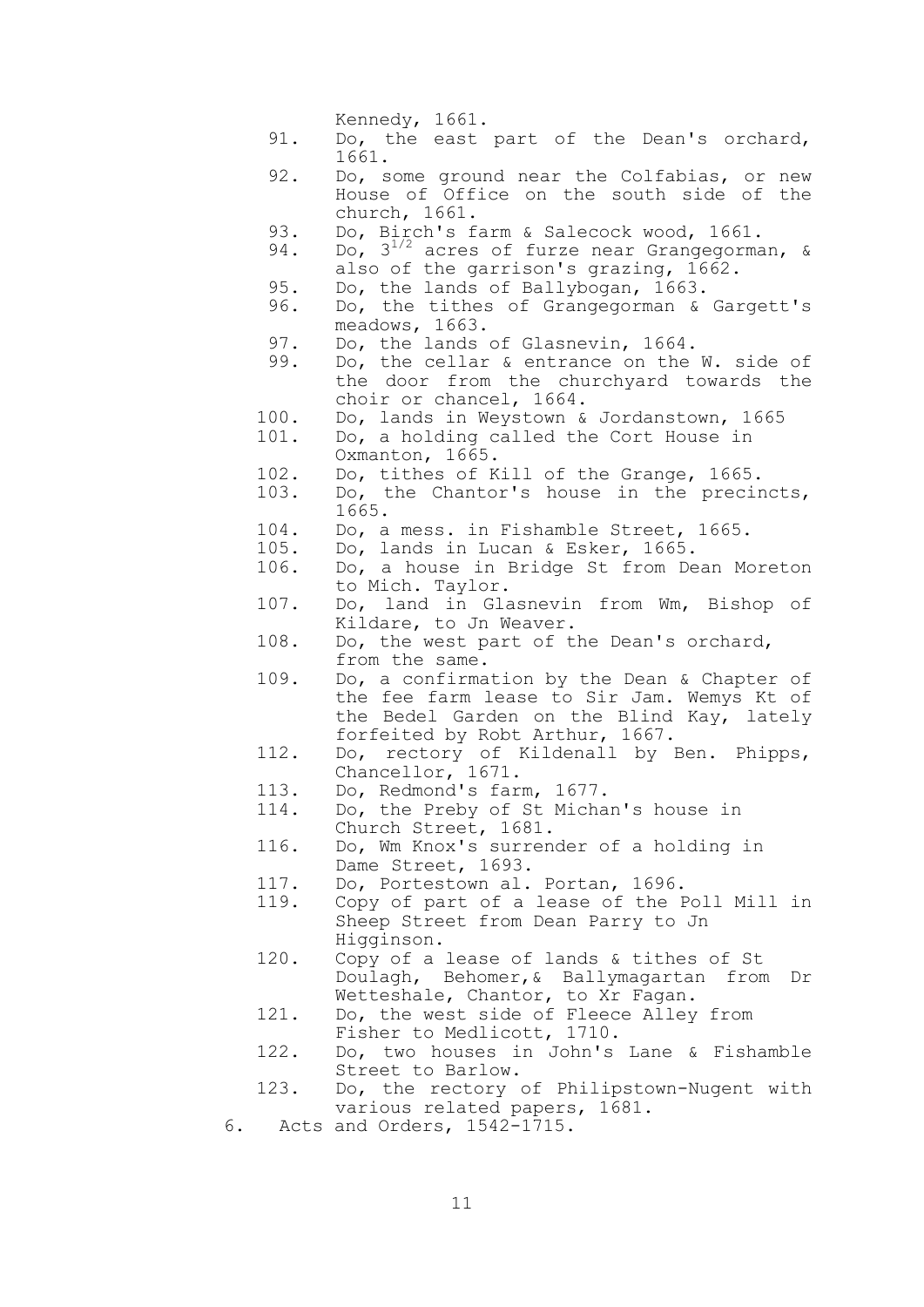Kennedy, 1661.

91. Do, the east part of the Dean's orchard, 1661.
92. Do, some ground near the Colfabias, or new House of Office on the south side of the church, 1661.
93. Do, Birch's farm & Salecock wood, 1661.
94. Do, $3^{1/2}$ acres of furze near Grangegorman, & also of the garrison's grazing, 1662.
95. Do, the lands of Ballybogan, 1663.
96. Do, the tithes of Grangegorman & Gargett's meadows, 1663.
97. Do, the lands of Glasnevin, 1664.
99. Do, the cellar & entrance on the W. side of the door from the churchyard towards the choir or chancel, 1664.
100. Do, lands in Weystown & Jordanstown, 1665
101. Do, a holding called the Cort House in Oxmanton, 1665.
102. Do, tithes of Kill of the Grange, 1665.
103. Do, the Chantor's house in the precincts, 1665.
104. Do, a mess. in Fishamble Street, 1665.
105. Do, lands in Lucan & Esker, 1665.
106. Do, a house in Bridge St from Dean Moreton to Mich. Taylor.
107. Do, land in Glasnevin from Wm, Bishop of Kildare, to Jn Weaver.
108. Do, the west part of the Dean's orchard, from the same.
109. Do, a confirmation by the Dean & Chapter of the fee farm lease to Sir Jam. Wemys Kt of the Bedel Garden on the Blind Kay, lately forfeited by Robt Arthur, 1667.
112. Do, rectory of Kildenall by Ben. Phipps, Chancellor, 1671.
113. Do, Redmond's farm, 1677.
114. Do, the Preby of St Michan's house in Church Street, 1681.
116. Do, Wm Knox's surrender of a holding in Dame Street, 1693.
117. Do, Portestown al. Portan, 1696.
119. Copy of part of a lease of the Poll Mill in Sheep Street from Dean Parry to Jn Higginson.
120. Copy of a lease of lands & tithes of St Doulagh, Behomer,& Ballymagartan from Dr Wetteshale, Chantor, to Xr Fagan.
121. Do, the west side of Fleece Alley from Fisher to Medlicott, 1710.
122. Do, two houses in John's Lane & Fishamble Street to Barlow.
123. Do, the rectory of Philipstown-Nugent with various related papers, 1681.

6. Acts and Orders, 1542-1715.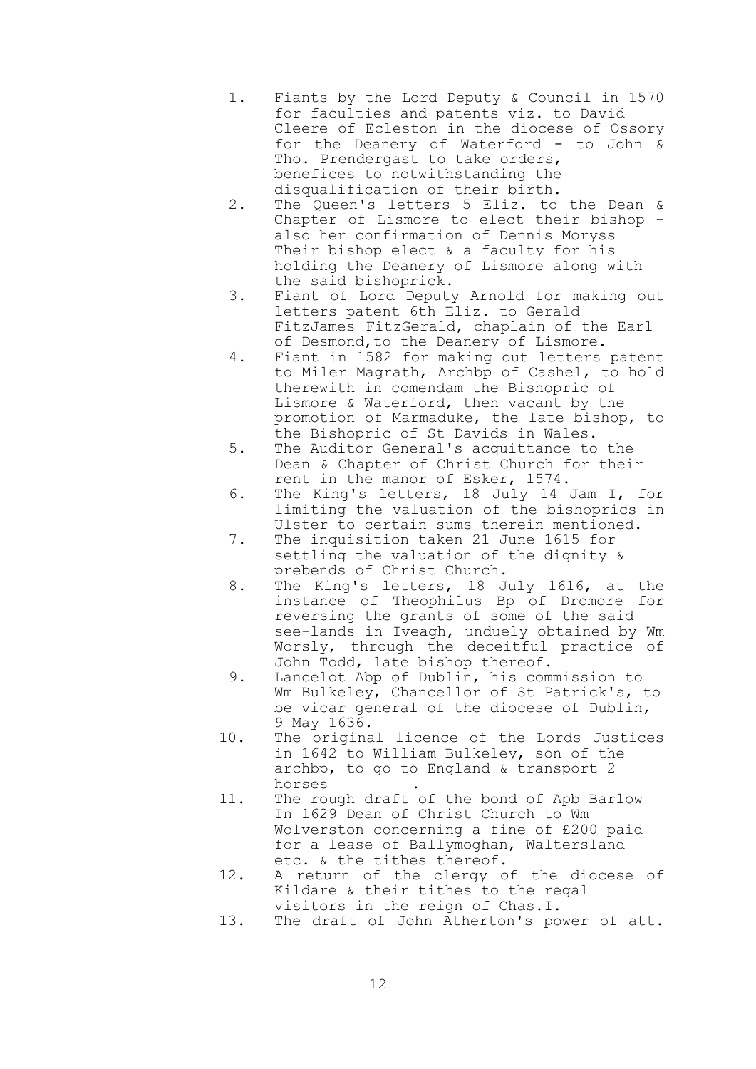1. Fiants by the Lord Deputy & Council in 1570 for faculties and patents viz. to David Cleere of Ecleston in the diocese of Ossory for the Deanery of Waterford - to John & Tho. Prendergast to take orders, benefices to notwithstanding the disqualification of their birth.
2. The Queen's letters 5 Eliz. to the Dean & Chapter of Lismore to elect their bishop - also her confirmation of Dennis Moryss Their bishop elect & a faculty for his holding the Deanery of Lismore along with the said bishoprick.
3. Fiant of Lord Deputy Arnold for making out letters patent 6th Eliz. to Gerald FitzJames FitzGerald, chaplain of the Earl of Desmond,to the Deanery of Lismore.
4. Fiant in 1582 for making out letters patent to Miler Magrath, Archbp of Cashel, to hold therewith in comendam the Bishopric of Lismore & Waterford, then vacant by the promotion of Marmaduke, the late bishop, to the Bishopric of St Davids in Wales.
5. The Auditor General's acquittance to the Dean & Chapter of Christ Church for their rent in the manor of Esker, 1574.
6. The King's letters, 18 July 14 Jam I, for limiting the valuation of the bishoprics in Ulster to certain sums therein mentioned.
7. The inquisition taken 21 June 1615 for settling the valuation of the dignity & prebends of Christ Church.
8. The King's letters, 18 July 1616, at the instance of Theophilus Bp of Dromore for reversing the grants of some of the said see-lands in Iveagh, unduely obtained by Wm Worsly, through the deceitful practice of John Todd, late bishop thereof.
9. Lancelot Abp of Dublin, his commission to Wm Bulkeley, Chancellor of St Patrick's, to be vicar general of the diocese of Dublin, 9 May 1636.
10. The original licence of the Lords Justices in 1642 to William Bulkeley, son of the archbp, to go to England & transport 2 horses .
11. The rough draft of the bond of Apb Barlow In 1629 Dean of Christ Church to Wm Wolverston concerning a fine of £200 paid for a lease of Ballymoghan, Waltersland etc. & the tithes thereof.
12. A return of the clergy of the diocese of Kildare & their tithes to the regal visitors in the reign of Chas.I.
13. The draft of John Atherton's power of att.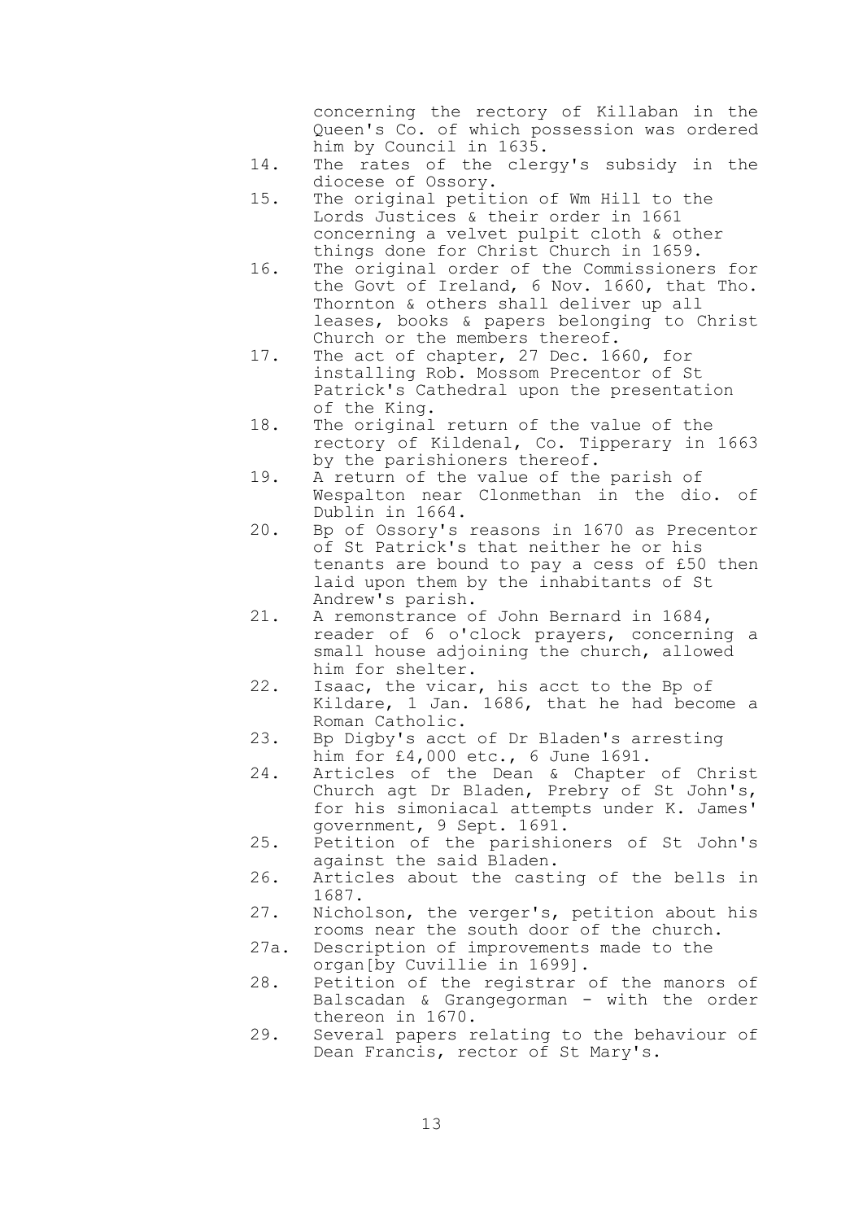concerning the rectory of Killaban in the Queen's Co. of which possession was ordered him by Council in 1635.

14. The rates of the clergy's subsidy in the diocese of Ossory.
15. The original petition of Wm Hill to the Lords Justices & their order in 1661 concerning a velvet pulpit cloth & other things done for Christ Church in 1659.
16. The original order of the Commissioners for the Govt of Ireland, 6 Nov. 1660, that Tho. Thornton & others shall deliver up all leases, books & papers belonging to Christ Church or the members thereof.
17. The act of chapter, 27 Dec. 1660, for installing Rob. Mossom Precentor of St Patrick's Cathedral upon the presentation of the King.
18. The original return of the value of the rectory of Kildenal, Co. Tipperary in 1663 by the parishioners thereof.
19. A return of the value of the parish of Wespalton near Clonmethan in the dio. of Dublin in 1664.
20. Bp of Ossory's reasons in 1670 as Precentor of St Patrick's that neither he or his tenants are bound to pay a cess of £50 then laid upon them by the inhabitants of St Andrew's parish.
21. A remonstrance of John Bernard in 1684, reader of 6 o'clock prayers, concerning a small house adjoining the church, allowed him for shelter.
22. Isaac, the vicar, his acct to the Bp of Kildare, 1 Jan. 1686, that he had become a Roman Catholic.
23. Bp Digby's acct of Dr Bladen's arresting him for £4,000 etc., 6 June 1691.
24. Articles of the Dean & Chapter of Christ Church agt Dr Bladen, Prebry of St John's, for his simoniacal attempts under K. James' government, 9 Sept. 1691.
25. Petition of the parishioners of St John's against the said Bladen.
26. Articles about the casting of the bells in 1687.
27. Nicholson, the verger's, petition about his rooms near the south door of the church.

27a. Description of improvements made to the organ[by Cuvillie in 1699].

28. Petition of the registrar of the manors of Balscadan & Grangegorman - with the order thereon in 1670.
29. Several papers relating to the behaviour of Dean Francis, rector of St Mary's.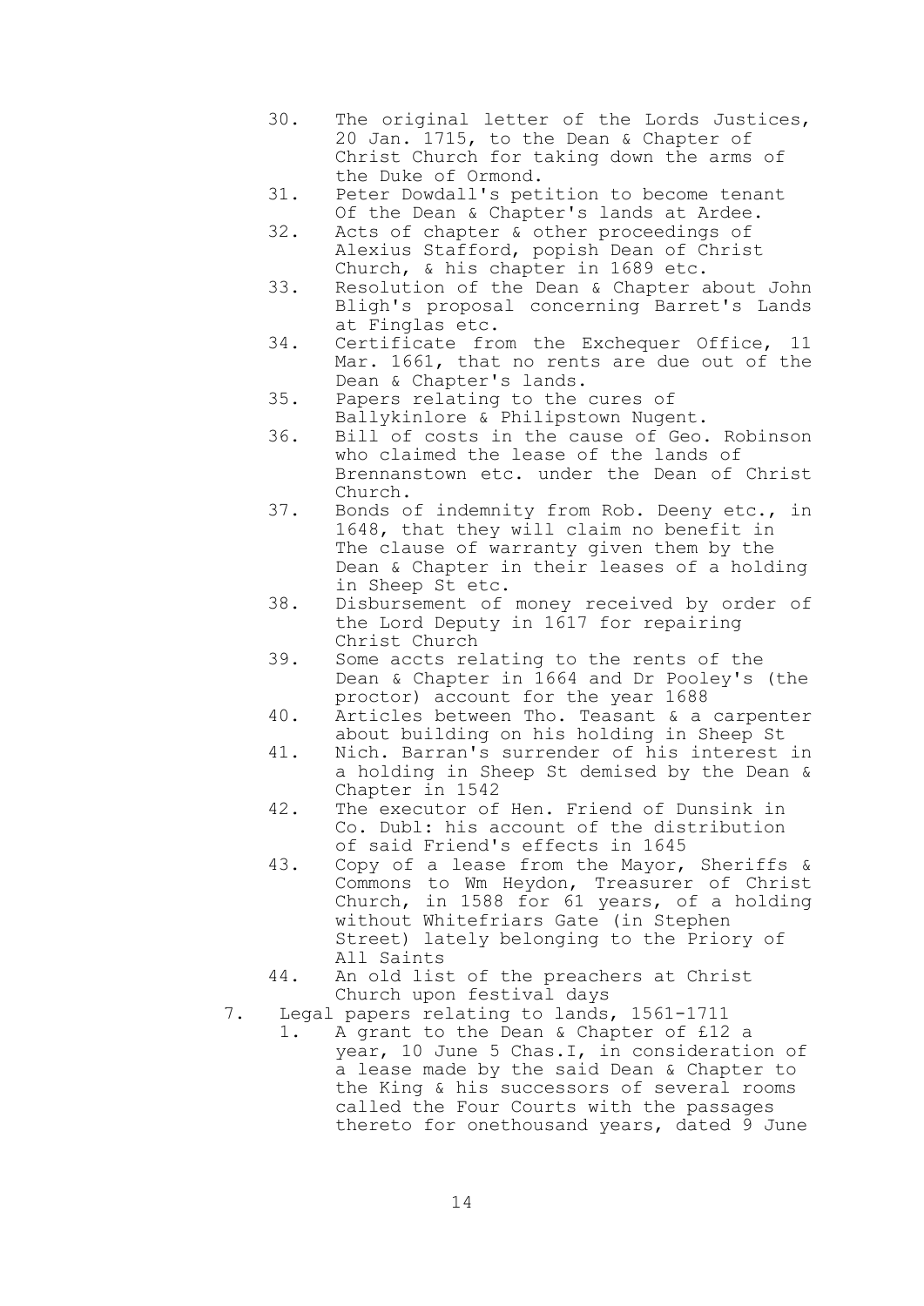30. The original letter of the Lords Justices, 20 Jan. 1715, to the Dean & Chapter of Christ Church for taking down the arms of the Duke of Ormond.
31. Peter Dowdall's petition to become tenant Of the Dean & Chapter's lands at Ardee.
32. Acts of chapter & other proceedings of Alexius Stafford, popish Dean of Christ Church, & his chapter in 1689 etc.
33. Resolution of the Dean & Chapter about John Bligh's proposal concerning Barret's Lands at Finglas etc.
34. Certificate from the Exchequer Office, 11 Mar. 1661, that no rents are due out of the Dean & Chapter's lands.
35. Papers relating to the cures of Ballykinlore & Philipstown Nugent.
36. Bill of costs in the cause of Geo. Robinson who claimed the lease of the lands of Brennanstown etc. under the Dean of Christ Church.
37. Bonds of indemnity from Rob. Deeny etc., in 1648, that they will claim no benefit in The clause of warranty given them by the Dean & Chapter in their leases of a holding in Sheep St etc.
38. Disbursement of money received by order of the Lord Deputy in 1617 for repairing Christ Church
39. Some accts relating to the rents of the Dean & Chapter in 1664 and Dr Pooley's (the proctor) account for the year 1688
40. Articles between Tho. Teasant & a carpenter about building on his holding in Sheep St
41. Nich. Barran's surrender of his interest in a holding in Sheep St demised by the Dean & Chapter in 1542
42. The executor of Hen. Friend of Dunsink in Co. Dubl: his account of the distribution of said Friend's effects in 1645
43. Copy of a lease from the Mayor, Sheriffs & Commons to Wm Heydon, Treasurer of Christ Church, in 1588 for 61 years, of a holding without Whitefriars Gate (in Stephen Street) lately belonging to the Priory of All Saints
44. An old list of the preachers at Christ Church upon festival days

7. Legal papers relating to lands, 1561-1711
   1. A grant to the Dean & Chapter of £12 a year, 10 June 5 Chas.I, in consideration of a lease made by the said Dean & Chapter to the King & his successors of several rooms called the Four Courts with the passages thereto for onethousand years, dated 9 June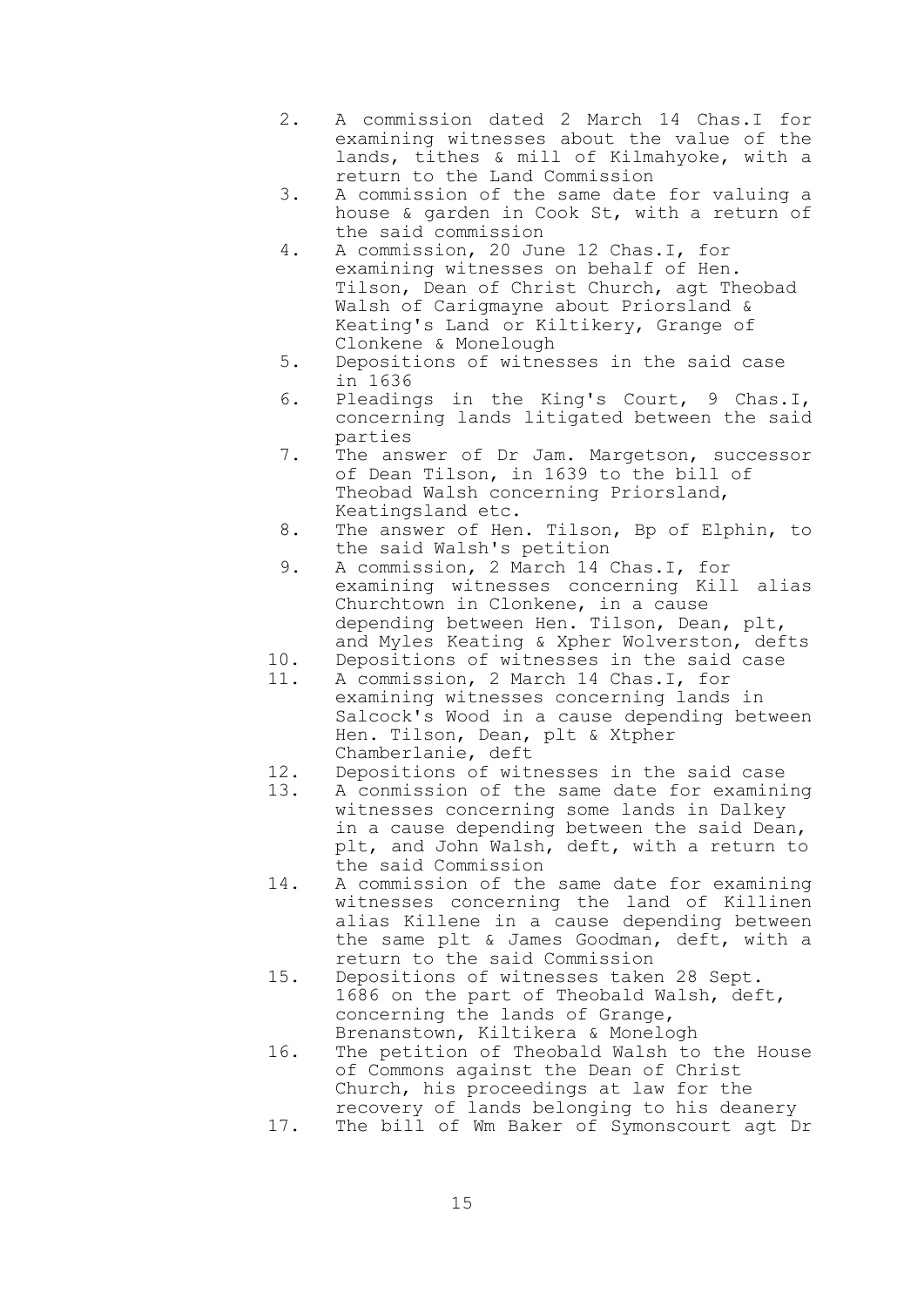2. A commission dated 2 March 14 Chas.I for examining witnesses about the value of the lands, tithes & mill of Kilmahyoke, with a return to the Land Commission
3. A commission of the same date for valuing a house & garden in Cook St, with a return of the said commission
4. A commission, 20 June 12 Chas.I, for examining witnesses on behalf of Hen. Tilson, Dean of Christ Church, agt Theobad Walsh of Carigmayne about Priorsland & Keating's Land or Kiltikery, Grange of Clonkene & Monelough
5. Depositions of witnesses in the said case in 1636
6. Pleadings in the King's Court, 9 Chas.I, concerning lands litigated between the said parties
7. The answer of Dr Jam. Margetson, successor of Dean Tilson, in 1639 to the bill of Theobad Walsh concerning Priorsland, Keatingsland etc.
8. The answer of Hen. Tilson, Bp of Elphin, to the said Walsh's petition
9. A commission, 2 March 14 Chas.I, for examining witnesses concerning Kill alias Churchtown in Clonkene, in a cause depending between Hen. Tilson, Dean, plt, and Myles Keating & Xpher Wolverston, defts
10. Depositions of witnesses in the said case
11. A commission, 2 March 14 Chas.I, for examining witnesses concerning lands in Salcock's Wood in a cause depending between Hen. Tilson, Dean, plt & Xtpher Chamberlanie, deft
12. Depositions of witnesses in the said case
13. A conmission of the same date for examining witnesses concerning some lands in Dalkey in a cause depending between the said Dean, plt, and John Walsh, deft, with a return to the said Commission
14. A commission of the same date for examining witnesses concerning the land of Killinen alias Killene in a cause depending between the same plt & James Goodman, deft, with a return to the said Commission
15. Depositions of witnesses taken 28 Sept. 1686 on the part of Theobald Walsh, deft, concerning the lands of Grange, Brenanstown, Kiltikera & Monelogh
16. The petition of Theobald Walsh to the House of Commons against the Dean of Christ Church, his proceedings at law for the recovery of lands belonging to his deanery
17. The bill of Wm Baker of Symonscourt agt Dr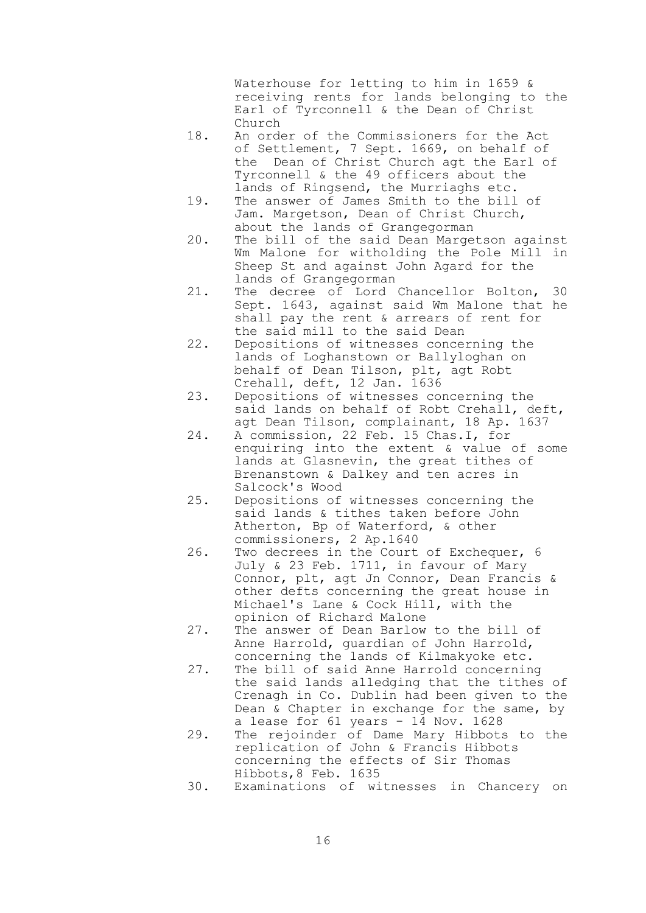Waterhouse for letting to him in 1659 & receiving rents for lands belonging to the Earl of Tyrconnell & the Dean of Christ Church

18. An order of the Commissioners for the Act of Settlement, 7 Sept. 1669, on behalf of the Dean of Christ Church agt the Earl of Tyrconnell & the 49 officers about the lands of Ringsend, the Murriaghs etc.
19. The answer of James Smith to the bill of Jam. Margetson, Dean of Christ Church, about the lands of Grangegorman
20. The bill of the said Dean Margetson against Wm Malone for witholding the Pole Mill in Sheep St and against John Agard for the lands of Grangegorman
21. The decree of Lord Chancellor Bolton, 30 Sept. 1643, against said Wm Malone that he shall pay the rent & arrears of rent for the said mill to the said Dean
22. Depositions of witnesses concerning the lands of Loghanstown or Ballyloghan on behalf of Dean Tilson, plt, agt Robt Crehall, deft, 12 Jan. 1636
23. Depositions of witnesses concerning the said lands on behalf of Robt Crehall, deft, agt Dean Tilson, complainant, 18 Ap. 1637
24. A commission, 22 Feb. 15 Chas.I, for enquiring into the extent & value of some lands at Glasnevin, the great tithes of Brenanstown & Dalkey and ten acres in Salcock's Wood
25. Depositions of witnesses concerning the said lands & tithes taken before John Atherton, Bp of Waterford, & other commissioners, 2 Ap.1640
26. Two decrees in the Court of Exchequer, 6 July & 23 Feb. 1711, in favour of Mary Connor, plt, agt Jn Connor, Dean Francis & other defts concerning the great house in Michael's Lane & Cock Hill, with the opinion of Richard Malone
27. The answer of Dean Barlow to the bill of Anne Harrold, guardian of John Harrold, concerning the lands of Kilmakyoke etc.
27. The bill of said Anne Harrold concerning the said lands alledging that the tithes of Crenagh in Co. Dublin had been given to the Dean & Chapter in exchange for the same, by a lease for 61 years - 14 Nov. 1628
29. The rejoinder of Dame Mary Hibbots to the replication of John & Francis Hibbots concerning the effects of Sir Thomas Hibbots,8 Feb. 1635
30. Examinations of witnesses in Chancery on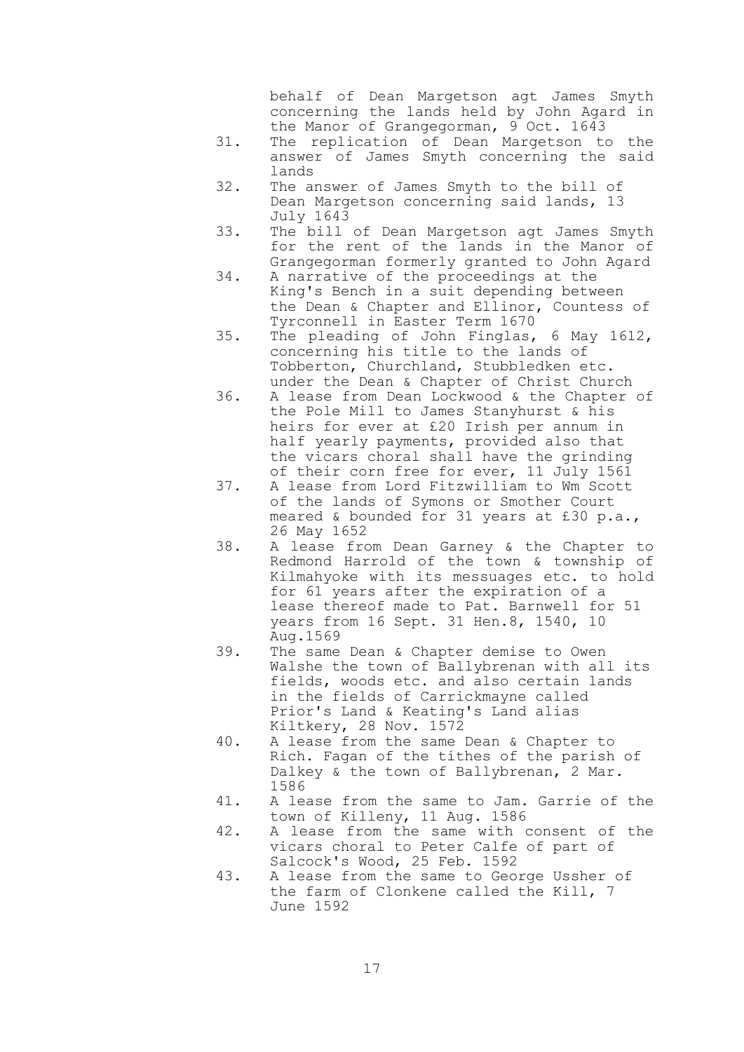behalf of Dean Margetson agt James Smyth concerning the lands held by John Agard in the Manor of Grangegorman, 9 Oct. 1643

31. The replication of Dean Margetson to the answer of James Smyth concerning the said lands
32. The answer of James Smyth to the bill of Dean Margetson concerning said lands, 13 July 1643
33. The bill of Dean Margetson agt James Smyth for the rent of the lands in the Manor of Grangegorman formerly granted to John Agard
34. A narrative of the proceedings at the King's Bench in a suit depending between the Dean & Chapter and Ellinor, Countess of Tyrconnell in Easter Term 1670
35. The pleading of John Finglas, 6 May 1612, concerning his title to the lands of Tobberton, Churchland, Stubbledken etc. under the Dean & Chapter of Christ Church
36. A lease from Dean Lockwood & the Chapter of the Pole Mill to James Stanyhurst & his heirs for ever at £20 Irish per annum in half yearly payments, provided also that the vicars choral shall have the grinding of their corn free for ever, 11 July 1561
37. A lease from Lord Fitzwilliam to Wm Scott of the lands of Symons or Smother Court meared & bounded for 31 years at £30 p.a., 26 May 1652
38. A lease from Dean Garney & the Chapter to Redmond Harrold of the town & township of Kilmahyoke with its messuages etc. to hold for 61 years after the expiration of a lease thereof made to Pat. Barnwell for 51 years from 16 Sept. 31 Hen.8, 1540, 10 Aug.1569
39. The same Dean & Chapter demise to Owen Walshe the town of Ballybrenan with all its fields, woods etc. and also certain lands in the fields of Carrickmayne called Prior's Land & Keating's Land alias Kiltkery, 28 Nov. 1572
40. A lease from the same Dean & Chapter to Rich. Fagan of the tithes of the parish of Dalkey & the town of Ballybrenan, 2 Mar. 1586
41. A lease from the same to Jam. Garrie of the town of Killeny, 11 Aug. 1586
42. A lease from the same with consent of the vicars choral to Peter Calfe of part of Salcock's Wood, 25 Feb. 1592
43. A lease from the same to George Ussher of the farm of Clonkene called the Kill, 7 June 1592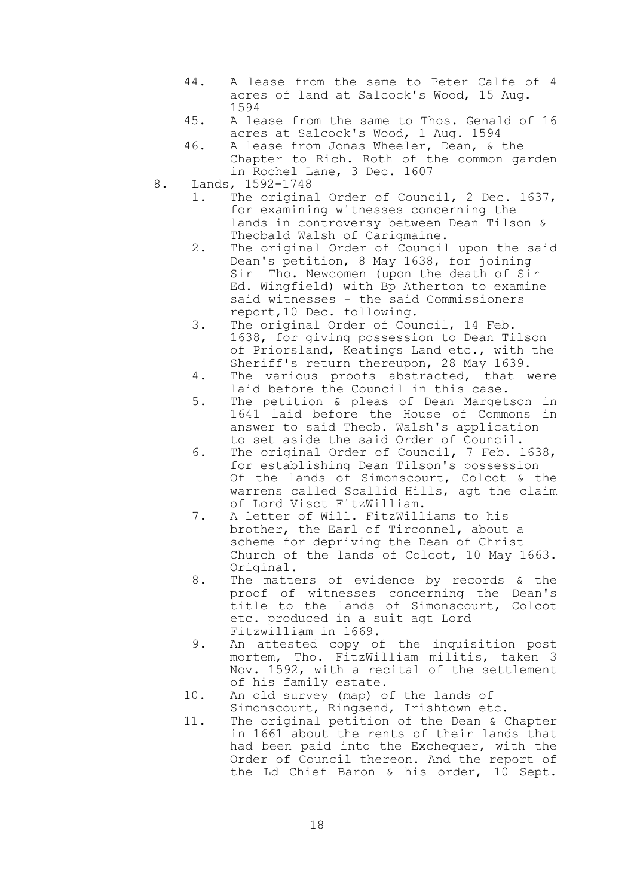44. A lease from the same to Peter Calfe of 4 acres of land at Salcock's Wood, 15 Aug. 1594
45. A lease from the same to Thos. Genald of 16 acres at Salcock's Wood, 1 Aug. 1594
46. A lease from Jonas Wheeler, Dean, & the Chapter to Rich. Roth of the common garden in Rochel Lane, 3 Dec. 1607

8. Lands, 1592-1748
   1. The original Order of Council, 2 Dec. 1637, for examining witnesses concerning the lands in controversy between Dean Tilson & Theobald Walsh of Carigmaine.
   2. The original Order of Council upon the said Dean's petition, 8 May 1638, for joining Sir Tho. Newcomen (upon the death of Sir Ed. Wingfield) with Bp Atherton to examine said witnesses - the said Commissioners report, 10 Dec. following.
   3. The original Order of Council, 14 Feb. 1638, for giving possession to Dean Tilson of Priorsland, Keatings Land etc., with the Sheriff's return thereupon, 28 May 1639.
   4. The various proofs abstracted, that were laid before the Council in this case.
   5. The petition & pleas of Dean Margetson in 1641 laid before the House of Commons in answer to said Theob. Walsh's application to set aside the said Order of Council.
   6. The original Order of Council, 7 Feb. 1638, for establishing Dean Tilson's possession Of the lands of Simonscourt, Colcot & the warrens called Scallid Hills, agt the claim of Lord Visct FitzWilliam.
   7. A letter of Will. FitzWilliams to his brother, the Earl of Tirconnel, about a scheme for depriving the Dean of Christ Church of the lands of Colcot, 10 May 1663. Original.
   8. The matters of evidence by records & the proof of witnesses concerning the Dean's title to the lands of Simonscourt, Colcot etc. produced in a suit agt Lord Fitzwilliam in 1669.
   9. An attested copy of the inquisition post mortem, Tho. FitzWilliam militis, taken 3 Nov. 1592, with a recital of the settlement of his family estate.
   10. An old survey (map) of the lands of Simonscourt, Ringsend, Irishtown etc.
   11. The original petition of the Dean & Chapter in 1661 about the rents of their lands that had been paid into the Exchequer, with the Order of Council thereon. And the report of the Ld Chief Baron & his order, 10 Sept.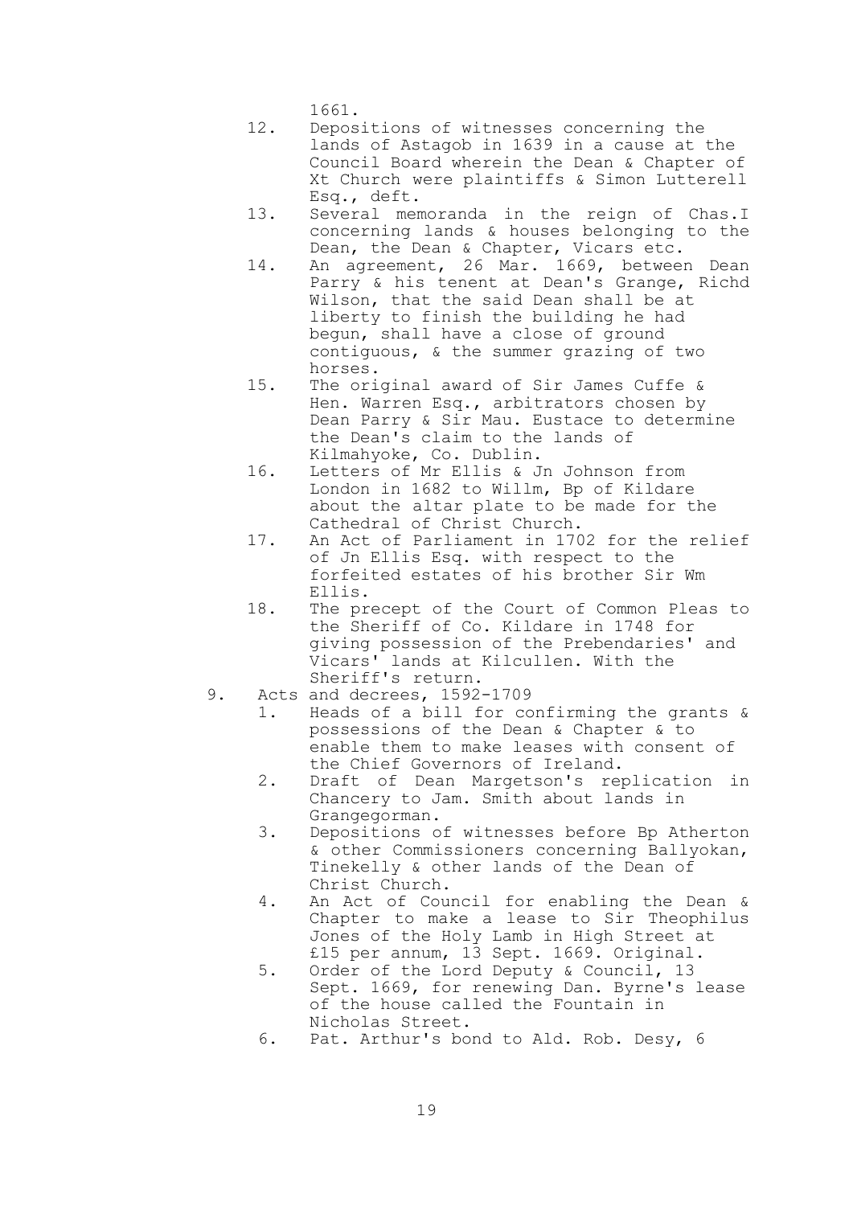1661.

12. Depositions of witnesses concerning the lands of Astagob in 1639 in a cause at the Council Board wherein the Dean & Chapter of Xt Church were plaintiffs & Simon Lutterell Esq., deft.
13. Several memoranda in the reign of Chas.I concerning lands & houses belonging to the Dean, the Dean & Chapter, Vicars etc.
14. An agreement, 26 Mar. 1669, between Dean Parry & his tenent at Dean's Grange, Richd Wilson, that the said Dean shall be at liberty to finish the building he had begun, shall have a close of ground contiguous, & the summer grazing of two horses.
15. The original award of Sir James Cuffe & Hen. Warren Esq., arbitrators chosen by Dean Parry & Sir Mau. Eustace to determine the Dean's claim to the lands of Kilmahyoke, Co. Dublin.
16. Letters of Mr Ellis & Jn Johnson from London in 1682 to Willm, Bp of Kildare about the altar plate to be made for the Cathedral of Christ Church.
17. An Act of Parliament in 1702 for the relief of Jn Ellis Esq. with respect to the forfeited estates of his brother Sir Wm Ellis.
18. The precept of the Court of Common Pleas to the Sheriff of Co. Kildare in 1748 for giving possession of the Prebendaries' and Vicars' lands at Kilcullen. With the Sheriff's return.

9. Acts and decrees, 1592-1709
   1. Heads of a bill for confirming the grants & possessions of the Dean & Chapter & to enable them to make leases with consent of the Chief Governors of Ireland.
   2. Draft of Dean Margetson's replication in Chancery to Jam. Smith about lands in Grangegorman.
   3. Depositions of witnesses before Bp Atherton & other Commissioners concerning Ballyokan, Tinekelly & other lands of the Dean of Christ Church.
   4. An Act of Council for enabling the Dean & Chapter to make a lease to Sir Theophilus Jones of the Holy Lamb in High Street at £15 per annum, 13 Sept. 1669. Original.
   5. Order of the Lord Deputy & Council, 13 Sept. 1669, for renewing Dan. Byrne's lease of the house called the Fountain in Nicholas Street.
   6. Pat. Arthur's bond to Ald. Rob. Desy, 6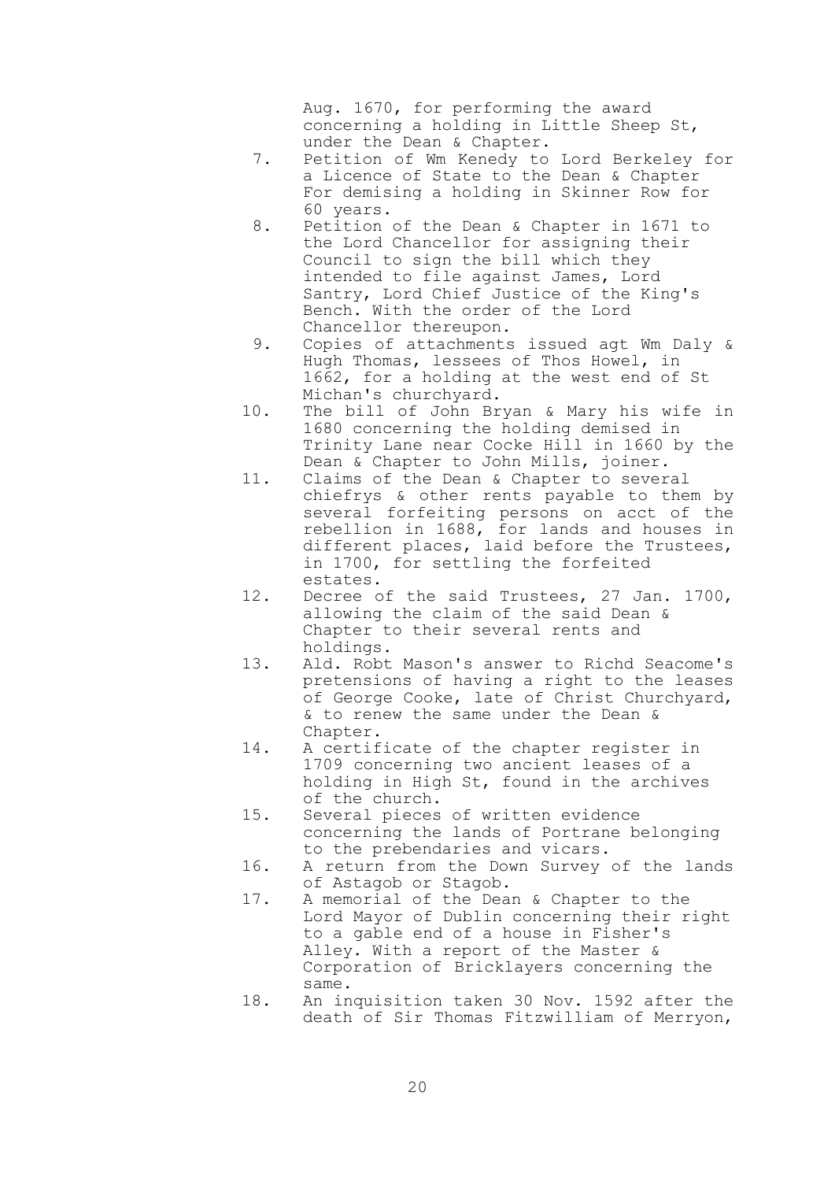Aug. 1670, for performing the award concerning a holding in Little Sheep St, under the Dean & Chapter.

7. Petition of Wm Kenedy to Lord Berkeley for a Licence of State to the Dean & Chapter For demising a holding in Skinner Row for 60 years.
8. Petition of the Dean & Chapter in 1671 to the Lord Chancellor for assigning their Council to sign the bill which they intended to file against James, Lord Santry, Lord Chief Justice of the King's Bench. With the order of the Lord Chancellor thereupon.
9. Copies of attachments issued agt Wm Daly & Hugh Thomas, lessees of Thos Howel, in 1662, for a holding at the west end of St Michan's churchyard.
10. The bill of John Bryan & Mary his wife in 1680 concerning the holding demised in Trinity Lane near Cocke Hill in 1660 by the Dean & Chapter to John Mills, joiner.
11. Claims of the Dean & Chapter to several chiefrys & other rents payable to them by several forfeiting persons on acct of the rebellion in 1688, for lands and houses in different places, laid before the Trustees, in 1700, for settling the forfeited estates.
12. Decree of the said Trustees, 27 Jan. 1700, allowing the claim of the said Dean & Chapter to their several rents and holdings.
13. Ald. Robt Mason's answer to Richd Seacome's pretensions of having a right to the leases of George Cooke, late of Christ Churchyard, & to renew the same under the Dean & Chapter.
14. A certificate of the chapter register in 1709 concerning two ancient leases of a holding in High St, found in the archives of the church.
15. Several pieces of written evidence concerning the lands of Portrane belonging to the prebendaries and vicars.
16. A return from the Down Survey of the lands of Astagob or Stagob.
17. A memorial of the Dean & Chapter to the Lord Mayor of Dublin concerning their right to a gable end of a house in Fisher's Alley. With a report of the Master & Corporation of Bricklayers concerning the same.
18. An inquisition taken 30 Nov. 1592 after the death of Sir Thomas Fitzwilliam of Merryon,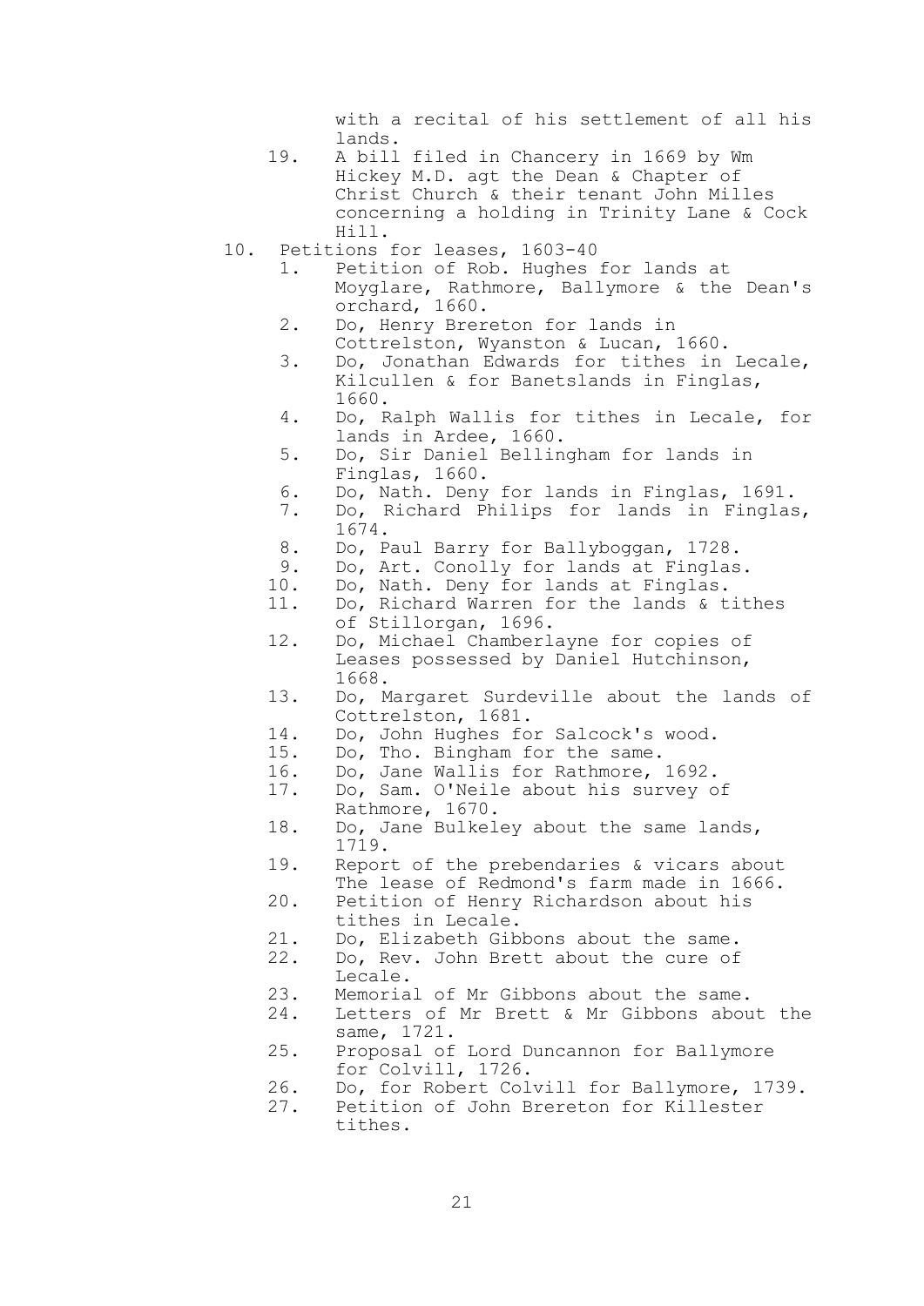with a recital of his settlement of all his lands.

19. A bill filed in Chancery in 1669 by Wm Hickey M.D. agt the Dean & Chapter of Christ Church & their tenant John Milles concerning a holding in Trinity Lane & Cock Hill.

10. Petitions for leases, 1603-40
    1. Petition of Rob. Hughes for lands at Moyglare, Rathmore, Ballymore & the Dean's orchard, 1660.
    2. Do, Henry Brereton for lands in Cottrelston, Wyanston & Lucan, 1660.
    3. Do, Jonathan Edwards for tithes in Lecale, Kilcullen & for Banetslands in Finglas, 1660.
    4. Do, Ralph Wallis for tithes in Lecale, for lands in Ardee, 1660.
    5. Do, Sir Daniel Bellingham for lands in Finglas, 1660.
    6. Do, Nath. Deny for lands in Finglas, 1691.
    7. Do, Richard Philips for lands in Finglas, 1674.
    8. Do, Paul Barry for Ballyboggan, 1728.
    9. Do, Art. Conolly for lands at Finglas.
    10. Do, Nath. Deny for lands at Finglas.
    11. Do, Richard Warren for the lands & tithes of Stillorgan, 1696.
    12. Do, Michael Chamberlayne for copies of Leases possessed by Daniel Hutchinson, 1668.
    13. Do, Margaret Surdeville about the lands of Cottrelston, 1681.
    14. Do, John Hughes for Salcock's wood.
    15. Do, Tho. Bingham for the same.
    16. Do, Jane Wallis for Rathmore, 1692.
    17. Do, Sam. O'Neile about his survey of Rathmore, 1670.
    18. Do, Jane Bulkeley about the same lands, 1719.
    19. Report of the prebendaries & vicars about The lease of Redmond's farm made in 1666.
    20. Petition of Henry Richardson about his tithes in Lecale.
    21. Do, Elizabeth Gibbons about the same.
    22. Do, Rev. John Brett about the cure of Lecale.
    23. Memorial of Mr Gibbons about the same.
    24. Letters of Mr Brett & Mr Gibbons about the same, 1721.
    25. Proposal of Lord Duncannon for Ballymore for Colvill, 1726.
    26. Do, for Robert Colvill for Ballymore, 1739.
    27. Petition of John Brereton for Killester tithes.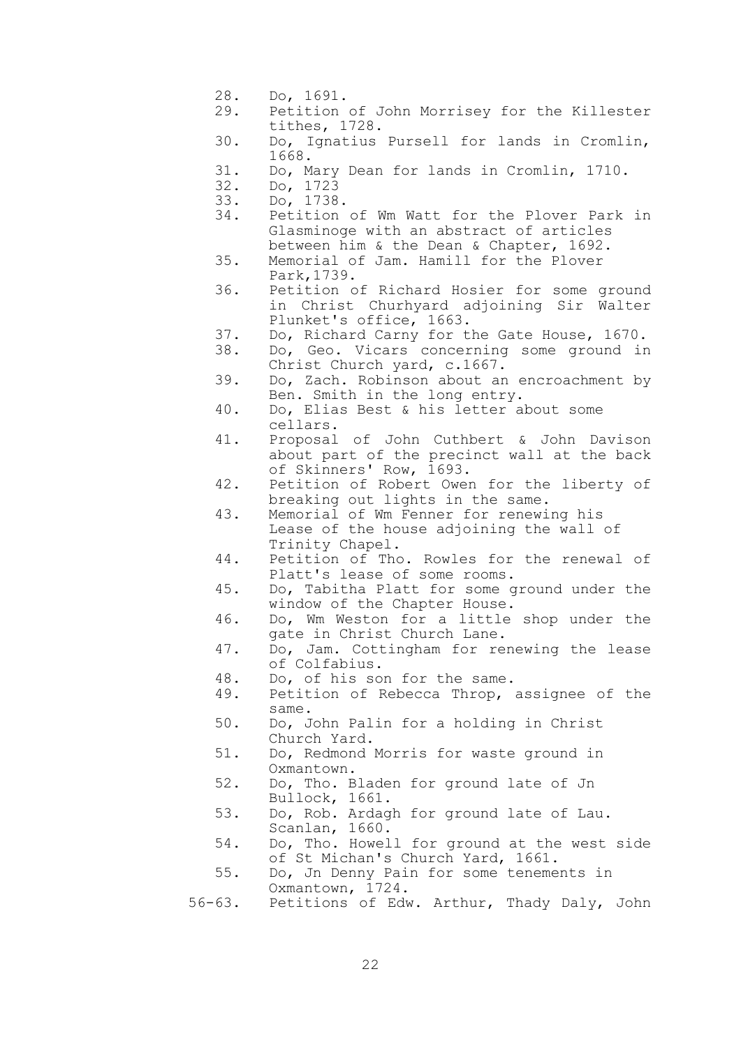28. Do, 1691.
29. Petition of John Morrisey for the Killester tithes, 1728.
30. Do, Ignatius Pursell for lands in Cromlin, 1668.
31. Do, Mary Dean for lands in Cromlin, 1710.
32. Do, 1723
33. Do, 1738.
34. Petition of Wm Watt for the Plover Park in Glasminoge with an abstract of articles between him & the Dean & Chapter, 1692.
35. Memorial of Jam. Hamill for the Plover Park,1739.
36. Petition of Richard Hosier for some ground in Christ Churhyard adjoining Sir Walter Plunket's office, 1663.
37. Do, Richard Carny for the Gate House, 1670.
38. Do, Geo. Vicars concerning some ground in Christ Church yard, c.1667.
39. Do, Zach. Robinson about an encroachment by Ben. Smith in the long entry.
40. Do, Elias Best & his letter about some cellars.
41. Proposal of John Cuthbert & John Davison about part of the precinct wall at the back of Skinners' Row, 1693.
42. Petition of Robert Owen for the liberty of breaking out lights in the same.
43. Memorial of Wm Fenner for renewing his Lease of the house adjoining the wall of Trinity Chapel.
44. Petition of Tho. Rowles for the renewal of Platt's lease of some rooms.
45. Do, Tabitha Platt for some ground under the window of the Chapter House.
46. Do, Wm Weston for a little shop under the gate in Christ Church Lane.
47. Do, Jam. Cottingham for renewing the lease of Colfabius.
48. Do, of his son for the same.
49. Petition of Rebecca Throp, assignee of the same.
50. Do, John Palin for a holding in Christ Church Yard.
51. Do, Redmond Morris for waste ground in Oxmantown.
52. Do, Tho. Bladen for ground late of Jn Bullock, 1661.
53. Do, Rob. Ardagh for ground late of Lau. Scanlan, 1660.
54. Do, Tho. Howell for ground at the west side of St Michan's Church Yard, 1661.
55. Do, Jn Denny Pain for some tenements in Oxmantown, 1724.

56-63. Petitions of Edw. Arthur, Thady Daly, John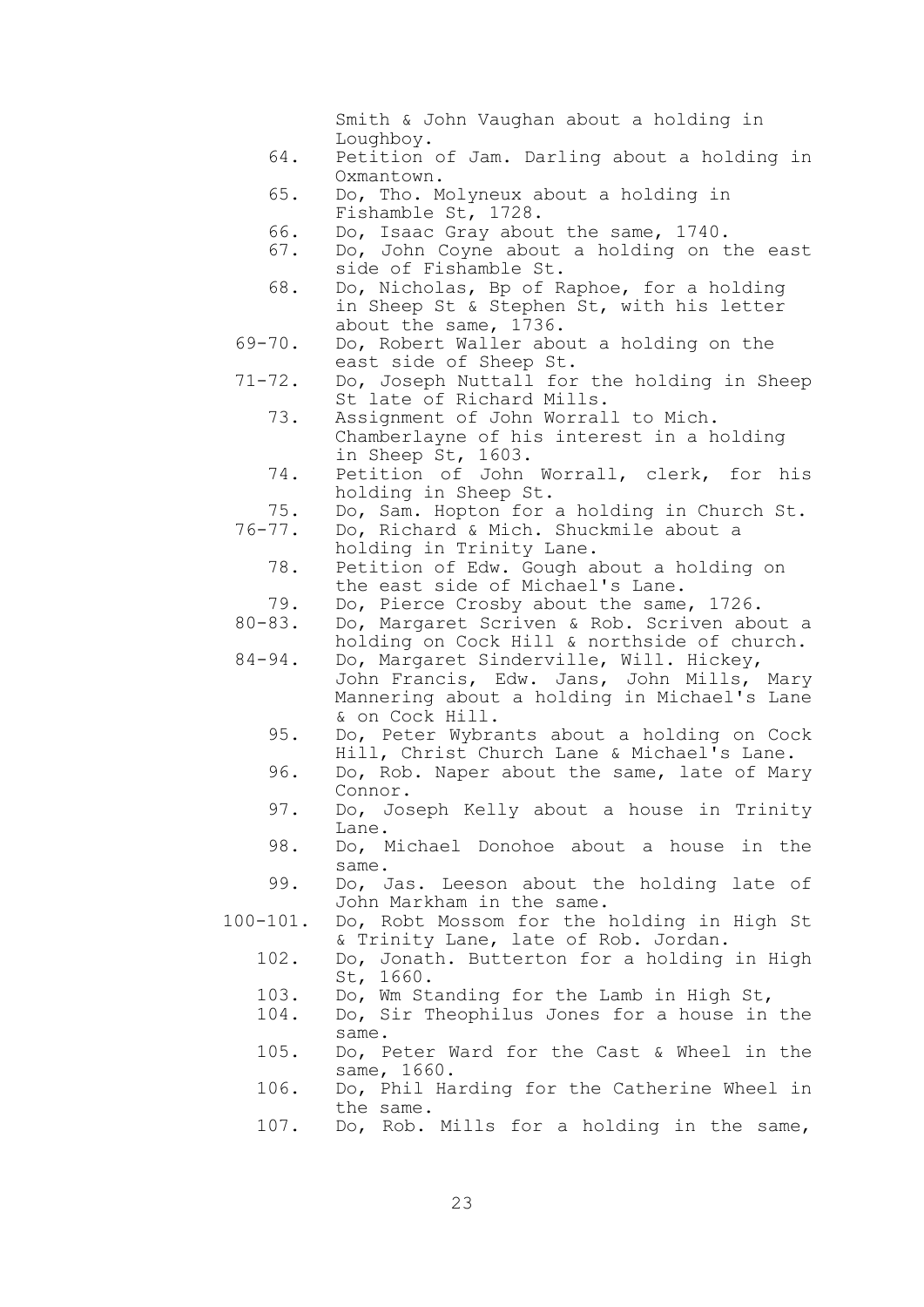Smith & John Vaughan about a holding in Loughboy.

64. Petition of Jam. Darling about a holding in Oxmantown.

65. Do, Tho. Molyneux about a holding in Fishamble St, 1728.

66. Do, Isaac Gray about the same, 1740.

67. Do, John Coyne about a holding on the east side of Fishamble St.

68. Do, Nicholas, Bp of Raphoe, for a holding in Sheep St & Stephen St, with his letter about the same, 1736.

69-70. Do, Robert Waller about a holding on the east side of Sheep St.

71-72. Do, Joseph Nuttall for the holding in Sheep St late of Richard Mills.

73. Assignment of John Worrall to Mich. Chamberlayne of his interest in a holding in Sheep St, 1603.

74. Petition of John Worrall, clerk, for his holding in Sheep St.

75. Do, Sam. Hopton for a holding in Church St.

76-77. Do, Richard & Mich. Shuckmile about a holding in Trinity Lane.

78. Petition of Edw. Gough about a holding on the east side of Michael's Lane.

79. Do, Pierce Crosby about the same, 1726.

80-83. Do, Margaret Scriven & Rob. Scriven about a holding on Cock Hill & northside of church.

84-94. Do, Margaret Sinderville, Will. Hickey, John Francis, Edw. Jans, John Mills, Mary Mannering about a holding in Michael's Lane & on Cock Hill.

95. Do, Peter Wybrants about a holding on Cock Hill, Christ Church Lane & Michael's Lane.

96. Do, Rob. Naper about the same, late of Mary Connor.

97. Do, Joseph Kelly about a house in Trinity Lane.

98. Do, Michael Donohoe about a house in the same.

99. Do, Jas. Leeson about the holding late of John Markham in the same.

100-101. Do, Robt Mossom for the holding in High St & Trinity Lane, late of Rob. Jordan.

102. Do, Jonath. Butterton for a holding in High St, 1660.

103. Do, Wm Standing for the Lamb in High St,

104. Do, Sir Theophilus Jones for a house in the same.

105. Do, Peter Ward for the Cast & Wheel in the same, 1660.

106. Do, Phil Harding for the Catherine Wheel in the same.

107. Do, Rob. Mills for a holding in the same,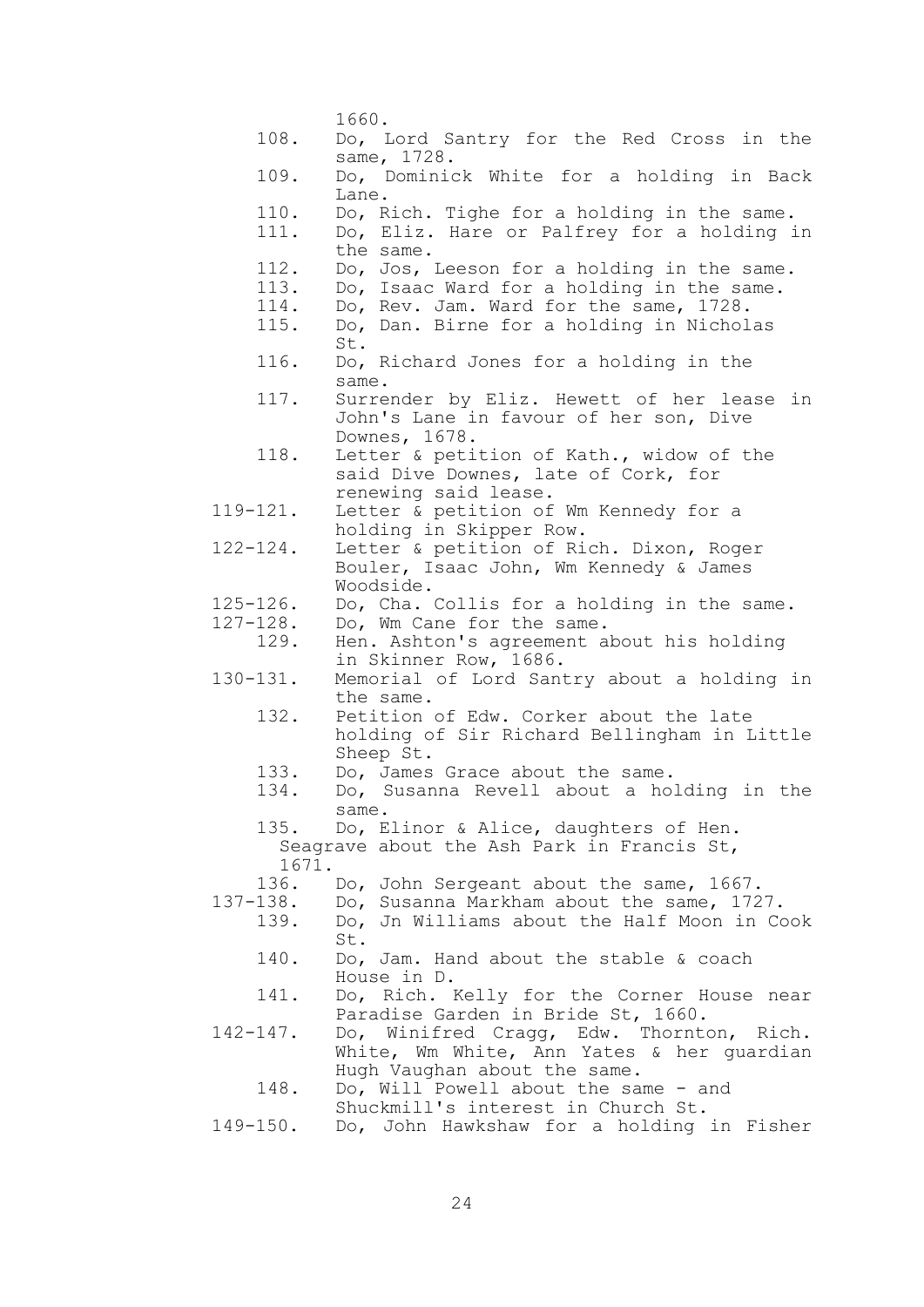1660.

108. Do, Lord Santry for the Red Cross in the same, 1728.
109. Do, Dominick White for a holding in Back Lane.
110. Do, Rich. Tighe for a holding in the same.
111. Do, Eliz. Hare or Palfrey for a holding in the same.
112. Do, Jos, Leeson for a holding in the same.
113. Do, Isaac Ward for a holding in the same.
114. Do, Rev. Jam. Ward for the same, 1728.
115. Do, Dan. Birne for a holding in Nicholas St.
116. Do, Richard Jones for a holding in the same.
117. Surrender by Eliz. Hewett of her lease in John's Lane in favour of her son, Dive Downes, 1678.
118. Letter & petition of Kath., widow of the said Dive Downes, late of Cork, for renewing said lease.

119-121. Letter & petition of Wm Kennedy for a holding in Skipper Row.

122-124. Letter & petition of Rich. Dixon, Roger Bouler, Isaac John, Wm Kennedy & James Woodside.

125-126. Do, Cha. Collis for a holding in the same.

127-128. Do, Wm Cane for the same.

129. Hen. Ashton's agreement about his holding in Skinner Row, 1686.

130-131. Memorial of Lord Santry about a holding in the same.

132. Petition of Edw. Corker about the late holding of Sir Richard Bellingham in Little Sheep St.
133. Do, James Grace about the same.
134. Do, Susanna Revell about a holding in the same.
135. Do, Elinor & Alice, daughters of Hen. Seagrave about the Ash Park in Francis St, 1671.
136. Do, John Sergeant about the same, 1667.

137-138. Do, Susanna Markham about the same, 1727.

139. Do, Jn Williams about the Half Moon in Cook St.
140. Do, Jam. Hand about the stable & coach House in D.
141. Do, Rich. Kelly for the Corner House near Paradise Garden in Bride St, 1660.

142-147. Do, Winifred Cragg, Edw. Thornton, Rich. White, Wm White, Ann Yates & her guardian Hugh Vaughan about the same.

148. Do, Will Powell about the same - and Shuckmill's interest in Church St.

149-150. Do, John Hawkshaw for a holding in Fisher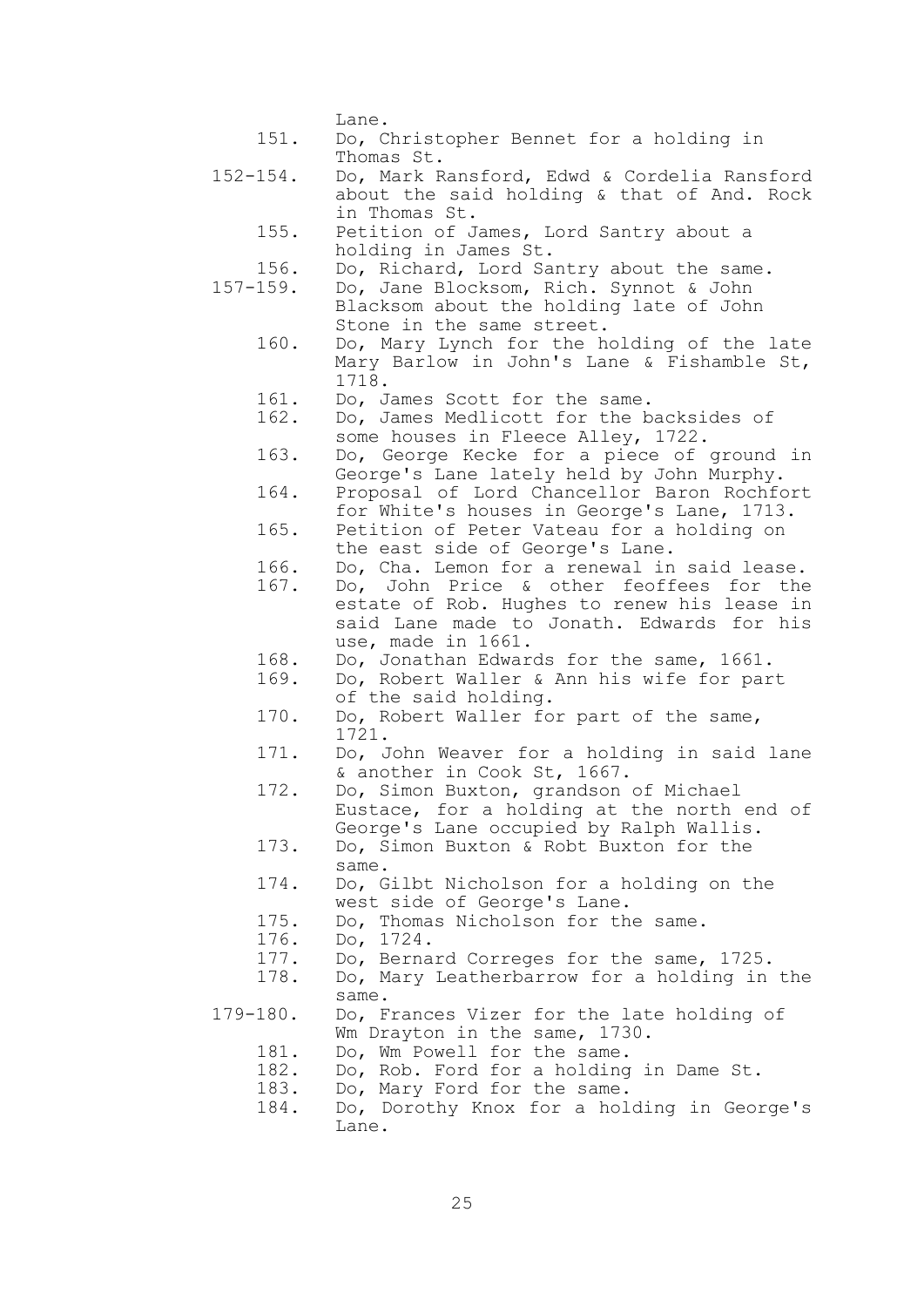Lane.

151. Do, Christopher Bennet for a holding in Thomas St.

152-154. Do, Mark Ransford, Edwd & Cordelia Ransford about the said holding & that of And. Rock in Thomas St.

155. Petition of James, Lord Santry about a holding in James St.

156. Do, Richard, Lord Santry about the same.

157-159. Do, Jane Blocksom, Rich. Synnot & John Blacksom about the holding late of John Stone in the same street.

160. Do, Mary Lynch for the holding of the late Mary Barlow in John's Lane & Fishamble St, 1718.

161. Do, James Scott for the same.

162. Do, James Medlicott for the backsides of some houses in Fleece Alley, 1722.

163. Do, George Kecke for a piece of ground in George's Lane lately held by John Murphy.

164. Proposal of Lord Chancellor Baron Rochfort for White's houses in George's Lane, 1713.

165. Petition of Peter Vateau for a holding on the east side of George's Lane.

166. Do, Cha. Lemon for a renewal in said lease.

167. Do, John Price & other feoffees for the estate of Rob. Hughes to renew his lease in said Lane made to Jonath. Edwards for his use, made in 1661.

168. Do, Jonathan Edwards for the same, 1661.

169. Do, Robert Waller & Ann his wife for part of the said holding.

170. Do, Robert Waller for part of the same, 1721.

171. Do, John Weaver for a holding in said lane & another in Cook St, 1667.

172. Do, Simon Buxton, grandson of Michael Eustace, for a holding at the north end of George's Lane occupied by Ralph Wallis.

173. Do, Simon Buxton & Robt Buxton for the same.

174. Do, Gilbt Nicholson for a holding on the west side of George's Lane.

175. Do, Thomas Nicholson for the same.

176. Do, 1724.

177. Do, Bernard Correges for the same, 1725.

178. Do, Mary Leatherbarrow for a holding in the same.

179-180. Do, Frances Vizer for the late holding of Wm Drayton in the same, 1730.

181. Do, Wm Powell for the same.

182. Do, Rob. Ford for a holding in Dame St.

183. Do, Mary Ford for the same.

184. Do, Dorothy Knox for a holding in George's Lane.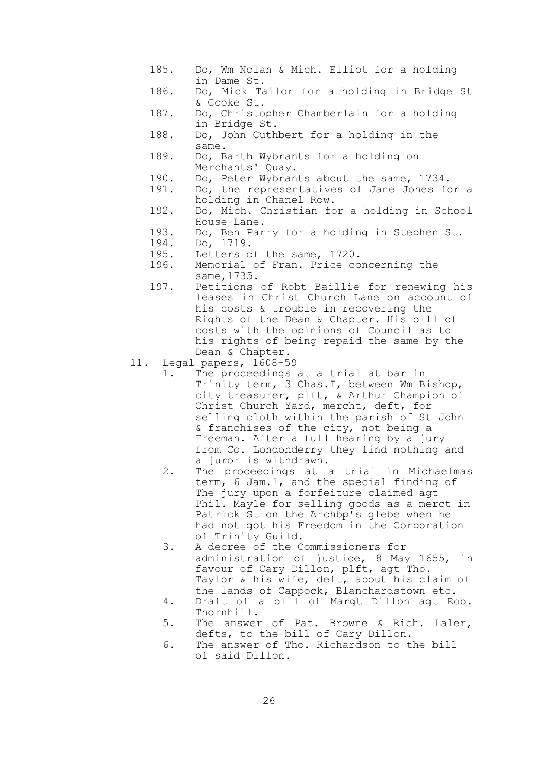185. Do, Wm Nolan & Mich. Elliot for a holding in Dame St.
186. Do, Mick Tailor for a holding in Bridge St & Cooke St.
187. Do, Christopher Chamberlain for a holding in Bridge St.
188. Do, John Cuthbert for a holding in the same.
189. Do, Barth Wybrants for a holding on Merchants' Quay.
190. Do, Peter Wybrants about the same, 1734.
191. Do, the representatives of Jane Jones for a holding in Chanel Row.
192. Do, Mich. Christian for a holding in School House Lane.
193. Do, Ben Parry for a holding in Stephen St.
194. Do, 1719.
195. Letters of the same, 1720.
196. Memorial of Fran. Price concerning the same,1735.
197. Petitions of Robt Baillie for renewing his leases in Christ Church Lane on account of his costs & trouble in recovering the Rights of the Dean & Chapter. His bill of costs with the opinions of Council as to his rights of being repaid the same by the Dean & Chapter.

11. Legal papers, 1608-59
    1. The proceedings at a trial at bar in Trinity term, 3 Chas.I, between Wm Bishop, city treasurer, plft, & Arthur Champion of Christ Church Yard, mercht, deft, for selling cloth within the parish of St John & franchises of the city, not being a Freeman. After a full hearing by a jury from Co. Londonderry they find nothing and a juror is withdrawn.
    2. The proceedings at a trial in Michaelmas term, 6 Jam.I, and the special finding of The jury upon a forfeiture claimed agt Phil. Mayle for selling goods as a merct in Patrick St on the Archbp's glebe when he had not got his Freedom in the Corporation of Trinity Guild.
    3. A decree of the Commissioners for administration of justice, 8 May 1655, in favour of Cary Dillon, plft, agt Tho. Taylor & his wife, deft, about his claim of the lands of Cappock, Blanchardstown etc.
    4. Draft of a bill of Margt Dillon agt Rob. Thornhill.
    5. The answer of Pat. Browne & Rich. Laler, defts, to the bill of Cary Dillon.
    6. The answer of Tho. Richardson to the bill of said Dillon.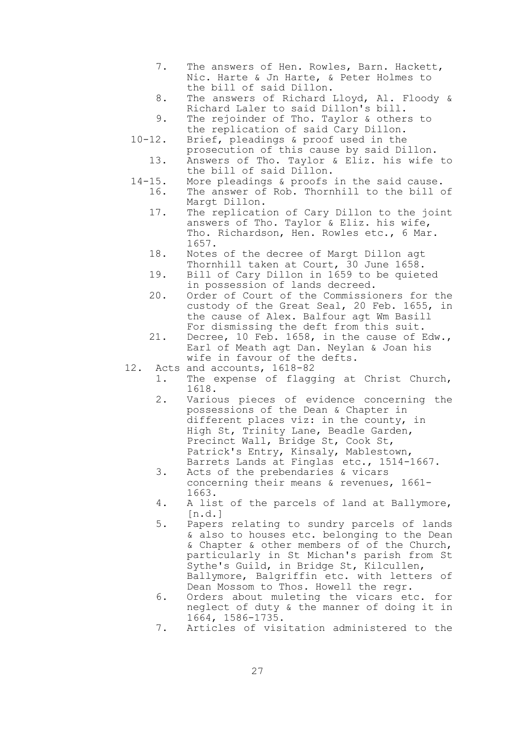7. The answers of Hen. Rowles, Barn. Hackett, Nic. Harte & Jn Harte, & Peter Holmes to the bill of said Dillon.
8. The answers of Richard Lloyd, Al. Floody & Richard Laler to said Dillon's bill.
9. The rejoinder of Tho. Taylor & others to the replication of said Cary Dillon.

10-12. Brief, pleadings & proof used in the prosecution of this cause by said Dillon.

13. Answers of Tho. Taylor & Eliz. his wife to the bill of said Dillon.

14-15. More pleadings & proofs in the said cause.

16. The answer of Rob. Thornhill to the bill of Margt Dillon.
17. The replication of Cary Dillon to the joint answers of Tho. Taylor & Eliz. his wife, Tho. Richardson, Hen. Rowles etc., 6 Mar. 1657.
18. Notes of the decree of Margt Dillon agt Thornhill taken at Court, 30 June 1658.
19. Bill of Cary Dillon in 1659 to be quieted in possession of lands decreed.
20. Order of Court of the Commissioners for the custody of the Great Seal, 20 Feb. 1655, in the cause of Alex. Balfour agt Wm Basill For dismissing the deft from this suit.
21. Decree, 10 Feb. 1658, in the cause of Edw., Earl of Meath agt Dan. Neylan & Joan his wife in favour of the defts.

12. Acts and accounts, 1618-82
    1. The expense of flagging at Christ Church, 1618.
    2. Various pieces of evidence concerning the possessions of the Dean & Chapter in different places viz: in the county, in High St, Trinity Lane, Beadle Garden, Precinct Wall, Bridge St, Cook St, Patrick's Entry, Kinsaly, Mablestown, Barrets Lands at Finglas etc., 1514-1667.
    3. Acts of the prebendaries & vicars concerning their means & revenues, 1661-1663.
    4. A list of the parcels of land at Ballymore, [n.d.]
    5. Papers relating to sundry parcels of lands & also to houses etc. belonging to the Dean & Chapter & other members of of the Church, particularly in St Michan's parish from St Sythe's Guild, in Bridge St, Kilcullen, Ballymore, Balgriffin etc. with letters of Dean Mossom to Thos. Howell the regr.
    6. Orders about muleting the vicars etc. for neglect of duty & the manner of doing it in 1664, 1586-1735.
    7. Articles of visitation administered to the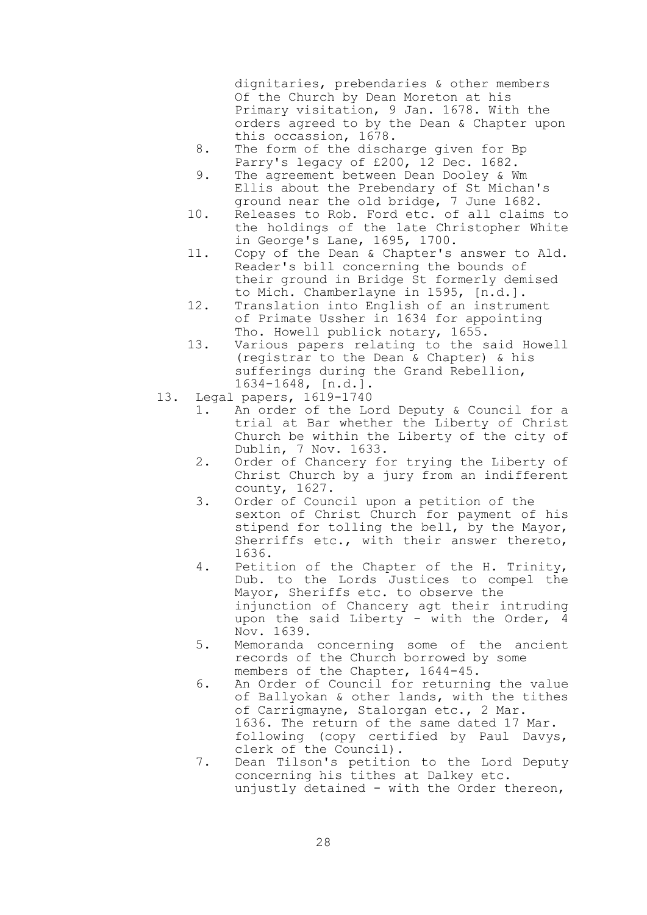dignitaries, prebendaries & other members Of the Church by Dean Moreton at his Primary visitation, 9 Jan. 1678. With the orders agreed to by the Dean & Chapter upon this occassion, 1678.

8. The form of the discharge given for Bp Parry's legacy of £200, 12 Dec. 1682.
9. The agreement between Dean Dooley & Wm Ellis about the Prebendary of St Michan's ground near the old bridge, 7 June 1682.
10. Releases to Rob. Ford etc. of all claims to the holdings of the late Christopher White in George's Lane, 1695, 1700.
11. Copy of the Dean & Chapter's answer to Ald. Reader's bill concerning the bounds of their ground in Bridge St formerly demised to Mich. Chamberlayne in 1595, [n.d.].
12. Translation into English of an instrument of Primate Ussher in 1634 for appointing Tho. Howell publick notary, 1655.
13. Various papers relating to the said Howell (registrar to the Dean & Chapter) & his sufferings during the Grand Rebellion, 1634-1648, [n.d.].

13. Legal papers, 1619-1740
    1. An order of the Lord Deputy & Council for a trial at Bar whether the Liberty of Christ Church be within the Liberty of the city of Dublin, 7 Nov. 1633.
    2. Order of Chancery for trying the Liberty of Christ Church by a jury from an indifferent county, 1627.
    3. Order of Council upon a petition of the sexton of Christ Church for payment of his stipend for tolling the bell, by the Mayor, Sherriffs etc., with their answer thereto, 1636.
    4. Petition of the Chapter of the H. Trinity, Dub. to the Lords Justices to compel the Mayor, Sheriffs etc. to observe the injunction of Chancery agt their intruding upon the said Liberty - with the Order, 4 Nov. 1639.
    5. Memoranda concerning some of the ancient records of the Church borrowed by some members of the Chapter, 1644-45.
    6. An Order of Council for returning the value of Ballyokan & other lands, with the tithes of Carrigmayne, Stalorgan etc., 2 Mar. 1636. The return of the same dated 17 Mar. following (copy certified by Paul Davys, clerk of the Council).
    7. Dean Tilson's petition to the Lord Deputy concerning his tithes at Dalkey etc. unjustly detained - with the Order thereon,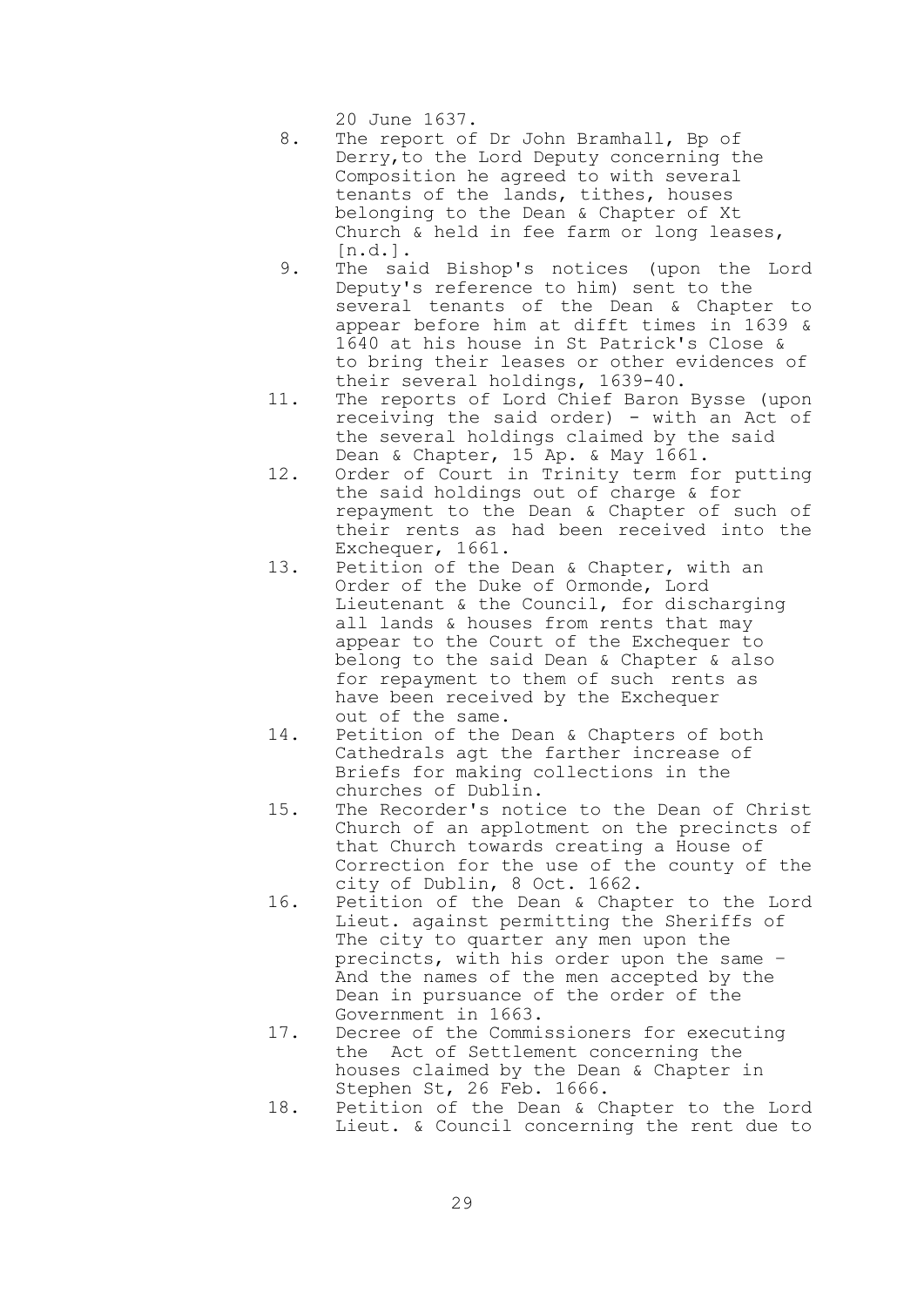20 June 1637.

8. The report of Dr John Bramhall, Bp of Derry,to the Lord Deputy concerning the Composition he agreed to with several tenants of the lands, tithes, houses belonging to the Dean & Chapter of Xt Church & held in fee farm or long leases, [n.d.].
9. The said Bishop's notices (upon the Lord Deputy's reference to him) sent to the several tenants of the Dean & Chapter to appear before him at difft times in 1639 & 1640 at his house in St Patrick's Close & to bring their leases or other evidences of their several holdings, 1639-40.
11. The reports of Lord Chief Baron Bysse (upon receiving the said order) - with an Act of the several holdings claimed by the said Dean & Chapter, 15 Ap. & May 1661.
12. Order of Court in Trinity term for putting the said holdings out of charge & for repayment to the Dean & Chapter of such of their rents as had been received into the Exchequer, 1661.
13. Petition of the Dean & Chapter, with an Order of the Duke of Ormonde, Lord Lieutenant & the Council, for discharging all lands & houses from rents that may appear to the Court of the Exchequer to belong to the said Dean & Chapter & also for repayment to them of such rents as have been received by the Exchequer out of the same.
14. Petition of the Dean & Chapters of both Cathedrals agt the farther increase of Briefs for making collections in the churches of Dublin.
15. The Recorder's notice to the Dean of Christ Church of an applotment on the precincts of that Church towards creating a House of Correction for the use of the county of the city of Dublin, 8 Oct. 1662.
16. Petition of the Dean & Chapter to the Lord Lieut. against permitting the Sheriffs of The city to quarter any men upon the precincts, with his order upon the same – And the names of the men accepted by the Dean in pursuance of the order of the Government in 1663.
17. Decree of the Commissioners for executing the Act of Settlement concerning the houses claimed by the Dean & Chapter in Stephen St, 26 Feb. 1666.
18. Petition of the Dean & Chapter to the Lord Lieut. & Council concerning the rent due to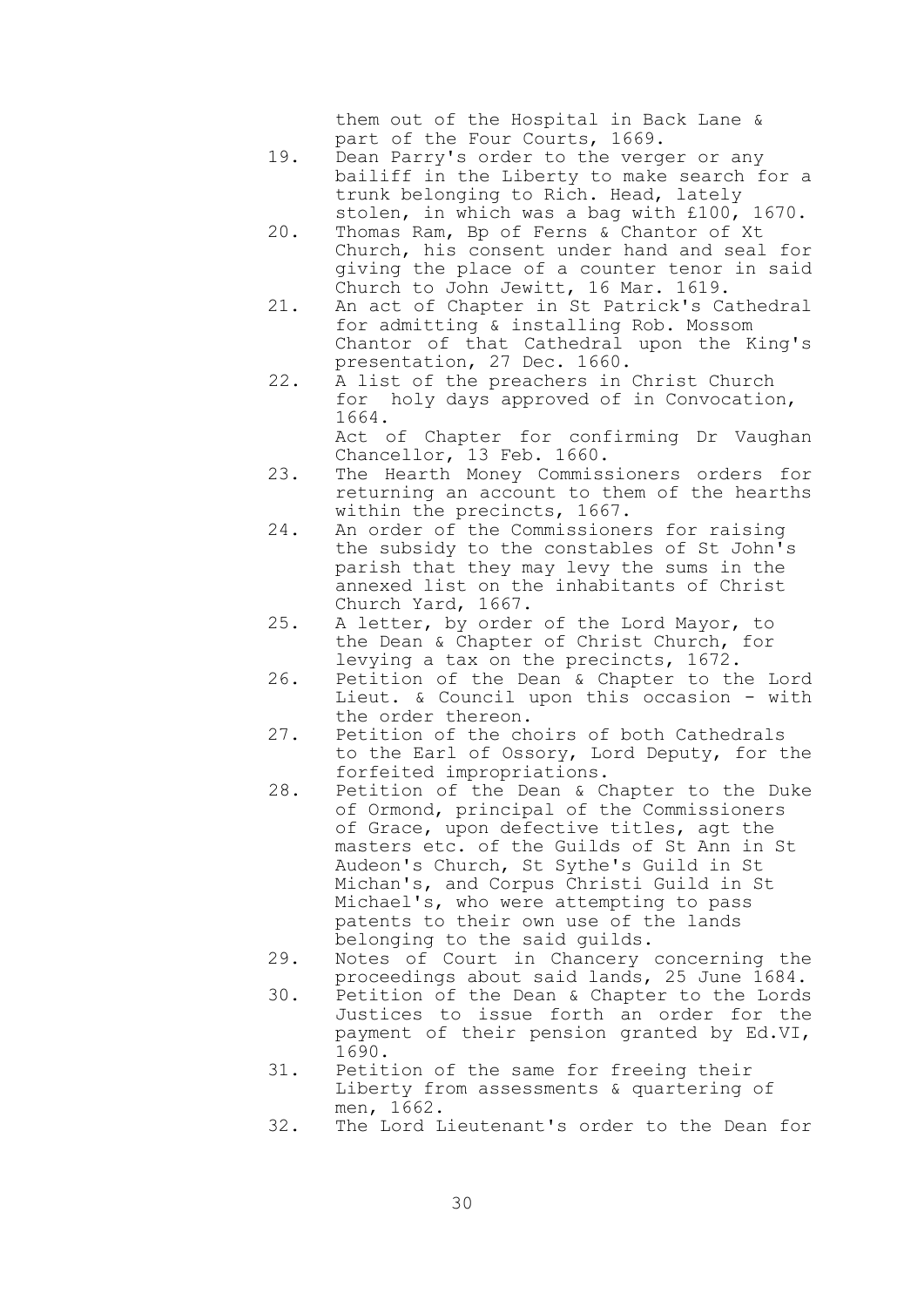them out of the Hospital in Back Lane & part of the Four Courts, 1669.

19. Dean Parry's order to the verger or any bailiff in the Liberty to make search for a trunk belonging to Rich. Head, lately stolen, in which was a bag with £100, 1670.
20. Thomas Ram, Bp of Ferns & Chantor of Xt Church, his consent under hand and seal for giving the place of a counter tenor in said Church to John Jewitt, 16 Mar. 1619.
21. An act of Chapter in St Patrick's Cathedral for admitting & installing Rob. Mossom Chantor of that Cathedral upon the King's presentation, 27 Dec. 1660.
22. A list of the preachers in Christ Church for holy days approved of in Convocation, 1664.
    Act of Chapter for confirming Dr Vaughan Chancellor, 13 Feb. 1660.
23. The Hearth Money Commissioners orders for returning an account to them of the hearths within the precincts, 1667.
24. An order of the Commissioners for raising the subsidy to the constables of St John's parish that they may levy the sums in the annexed list on the inhabitants of Christ Church Yard, 1667.
25. A letter, by order of the Lord Mayor, to the Dean & Chapter of Christ Church, for levying a tax on the precincts, 1672.
26. Petition of the Dean & Chapter to the Lord Lieut. & Council upon this occasion - with the order thereon.
27. Petition of the choirs of both Cathedrals to the Earl of Ossory, Lord Deputy, for the forfeited impropriations.
28. Petition of the Dean & Chapter to the Duke of Ormond, principal of the Commissioners of Grace, upon defective titles, agt the masters etc. of the Guilds of St Ann in St Audeon's Church, St Sythe's Guild in St Michan's, and Corpus Christi Guild in St Michael's, who were attempting to pass patents to their own use of the lands belonging to the said guilds.
29. Notes of Court in Chancery concerning the proceedings about said lands, 25 June 1684.
30. Petition of the Dean & Chapter to the Lords Justices to issue forth an order for the payment of their pension granted by Ed.VI, 1690.
31. Petition of the same for freeing their Liberty from assessments & quartering of men, 1662.
32. The Lord Lieutenant's order to the Dean for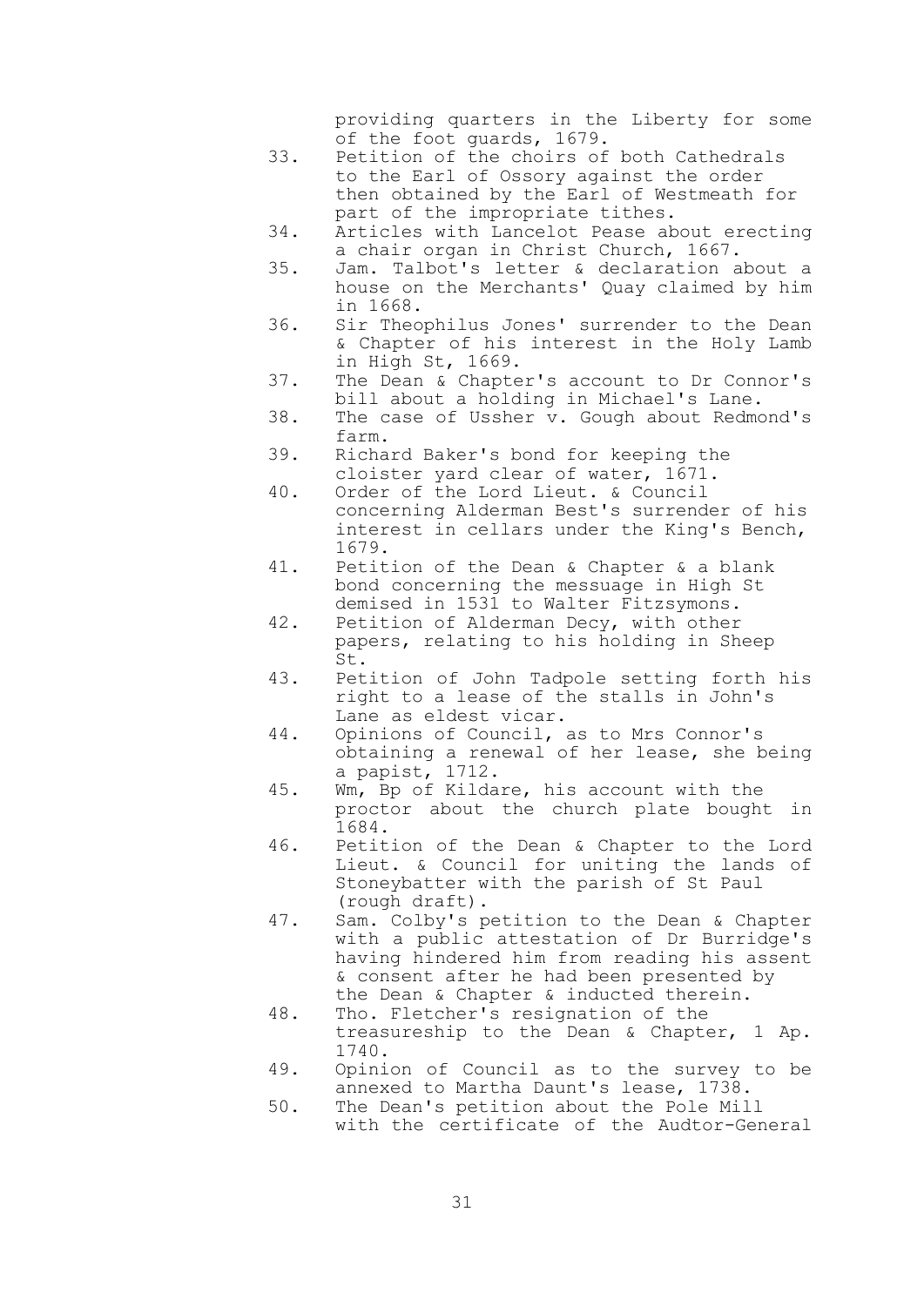providing quarters in the Liberty for some of the foot guards, 1679.

33. Petition of the choirs of both Cathedrals to the Earl of Ossory against the order then obtained by the Earl of Westmeath for part of the impropriate tithes.
34. Articles with Lancelot Pease about erecting a chair organ in Christ Church, 1667.
35. Jam. Talbot's letter & declaration about a house on the Merchants' Quay claimed by him in 1668.
36. Sir Theophilus Jones' surrender to the Dean & Chapter of his interest in the Holy Lamb in High St, 1669.
37. The Dean & Chapter's account to Dr Connor's bill about a holding in Michael's Lane.
38. The case of Ussher v. Gough about Redmond's farm.
39. Richard Baker's bond for keeping the cloister yard clear of water, 1671.
40. Order of the Lord Lieut. & Council concerning Alderman Best's surrender of his interest in cellars under the King's Bench, 1679.
41. Petition of the Dean & Chapter & a blank bond concerning the messuage in High St demised in 1531 to Walter Fitzsymons.
42. Petition of Alderman Decy, with other papers, relating to his holding in Sheep St.
43. Petition of John Tadpole setting forth his right to a lease of the stalls in John's Lane as eldest vicar.
44. Opinions of Council, as to Mrs Connor's obtaining a renewal of her lease, she being a papist, 1712.
45. Wm, Bp of Kildare, his account with the proctor about the church plate bought in 1684.
46. Petition of the Dean & Chapter to the Lord Lieut. & Council for uniting the lands of Stoneybatter with the parish of St Paul (rough draft).
47. Sam. Colby's petition to the Dean & Chapter with a public attestation of Dr Burridge's having hindered him from reading his assent & consent after he had been presented by the Dean & Chapter & inducted therein.
48. Tho. Fletcher's resignation of the treasureship to the Dean & Chapter, 1 Ap. 1740.
49. Opinion of Council as to the survey to be annexed to Martha Daunt's lease, 1738.
50. The Dean's petition about the Pole Mill with the certificate of the Audtor-General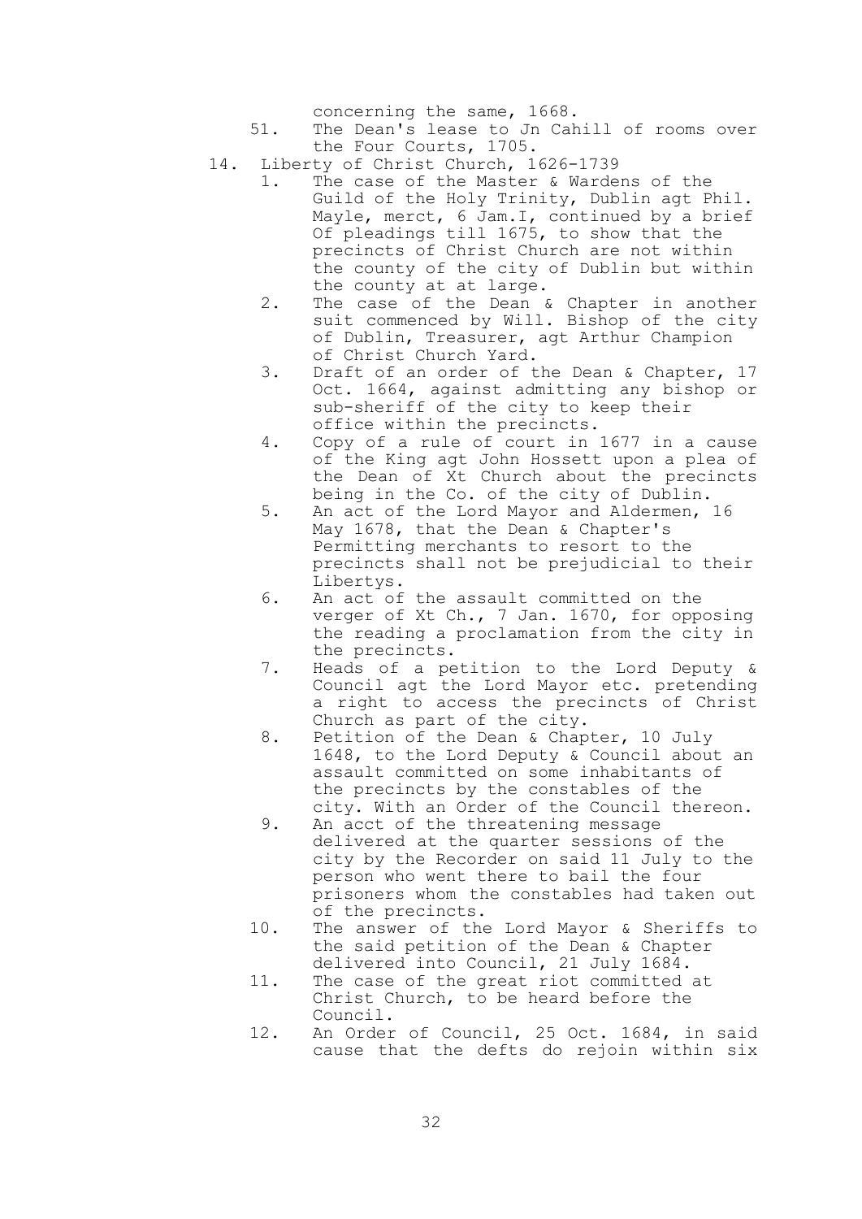concerning the same, 1668.

51. The Dean's lease to Jn Cahill of rooms over the Four Courts, 1705.

14. Liberty of Christ Church, 1626-1739
    1. The case of the Master & Wardens of the Guild of the Holy Trinity, Dublin agt Phil. Mayle, merct, 6 Jam.I, continued by a brief Of pleadings till 1675, to show that the precincts of Christ Church are not within the county of the city of Dublin but within the county at at large.
    2. The case of the Dean & Chapter in another suit commenced by Will. Bishop of the city of Dublin, Treasurer, agt Arthur Champion of Christ Church Yard.
    3. Draft of an order of the Dean & Chapter, 17 Oct. 1664, against admitting any bishop or sub-sheriff of the city to keep their office within the precincts.
    4. Copy of a rule of court in 1677 in a cause of the King agt John Hossett upon a plea of the Dean of Xt Church about the precincts being in the Co. of the city of Dublin.
    5. An act of the Lord Mayor and Aldermen, 16 May 1678, that the Dean & Chapter's Permitting merchants to resort to the precincts shall not be prejudicial to their Libertys.
    6. An act of the assault committed on the verger of Xt Ch., 7 Jan. 1670, for opposing the reading a proclamation from the city in the precincts.
    7. Heads of a petition to the Lord Deputy & Council agt the Lord Mayor etc. pretending a right to access the precincts of Christ Church as part of the city.
    8. Petition of the Dean & Chapter, 10 July 1648, to the Lord Deputy & Council about an assault committed on some inhabitants of the precincts by the constables of the city. With an Order of the Council thereon.
    9. An acct of the threatening message delivered at the quarter sessions of the city by the Recorder on said 11 July to the person who went there to bail the four prisoners whom the constables had taken out of the precincts.
    10. The answer of the Lord Mayor & Sheriffs to the said petition of the Dean & Chapter delivered into Council, 21 July 1684.
    11. The case of the great riot committed at Christ Church, to be heard before the Council.
    12. An Order of Council, 25 Oct. 1684, in said cause that the defts do rejoin within six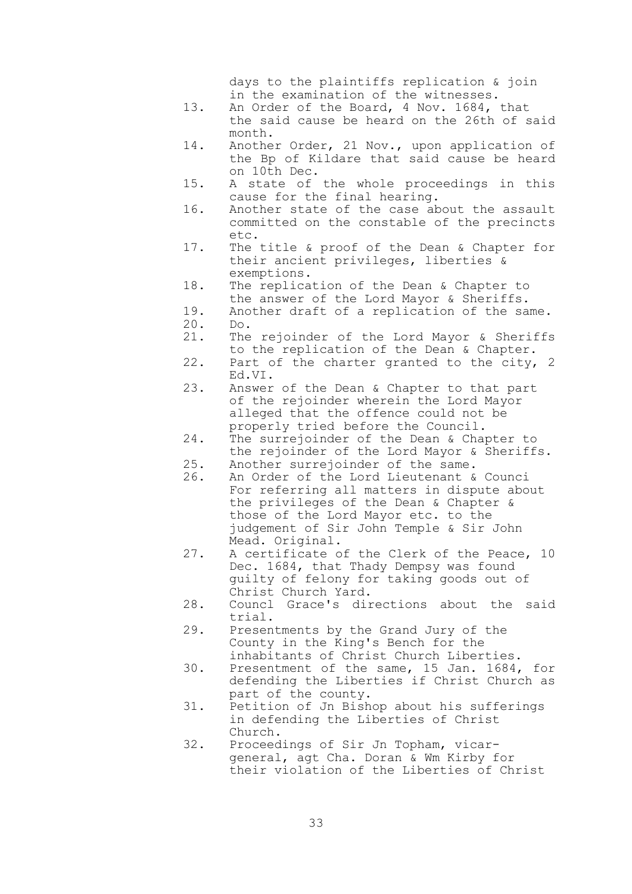days to the plaintiffs replication & join in the examination of the witnesses.

13. An Order of the Board, 4 Nov. 1684, that the said cause be heard on the 26th of said month.
14. Another Order, 21 Nov., upon application of the Bp of Kildare that said cause be heard on 10th Dec.
15. A state of the whole proceedings in this cause for the final hearing.
16. Another state of the case about the assault committed on the constable of the precincts etc.
17. The title & proof of the Dean & Chapter for their ancient privileges, liberties & exemptions.
18. The replication of the Dean & Chapter to the answer of the Lord Mayor & Sheriffs.
19. Another draft of a replication of the same.
20. Do.
21. The rejoinder of the Lord Mayor & Sheriffs to the replication of the Dean & Chapter.
22. Part of the charter granted to the city, 2 Ed.VI.
23. Answer of the Dean & Chapter to that part of the rejoinder wherein the Lord Mayor alleged that the offence could not be properly tried before the Council.
24. The surrejoinder of the Dean & Chapter to the rejoinder of the Lord Mayor & Sheriffs.
25. Another surrejoinder of the same.
26. An Order of the Lord Lieutenant & Counci For referring all matters in dispute about the privileges of the Dean & Chapter & those of the Lord Mayor etc. to the judgement of Sir John Temple & Sir John Mead. Original.
27. A certificate of the Clerk of the Peace, 10 Dec. 1684, that Thady Dempsy was found guilty of felony for taking goods out of Christ Church Yard.
28. Councl Grace's directions about the said trial.
29. Presentments by the Grand Jury of the County in the King's Bench for the inhabitants of Christ Church Liberties.
30. Presentment of the same, 15 Jan. 1684, for defending the Liberties if Christ Church as part of the county.
31. Petition of Jn Bishop about his sufferings in defending the Liberties of Christ Church.
32. Proceedings of Sir Jn Topham, vicar-general, agt Cha. Doran & Wm Kirby for their violation of the Liberties of Christ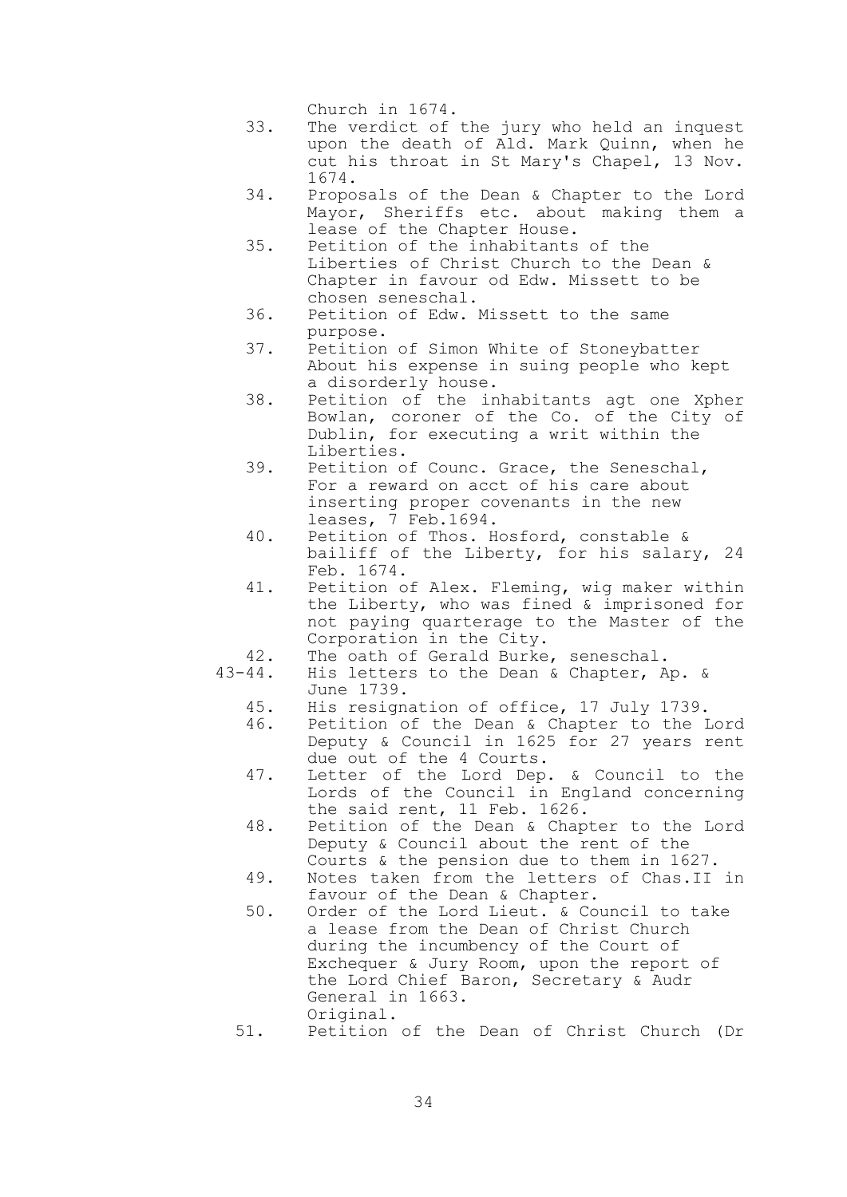Church in 1674.

33. The verdict of the jury who held an inquest upon the death of Ald. Mark Quinn, when he cut his throat in St Mary's Chapel, 13 Nov. 1674.
34. Proposals of the Dean & Chapter to the Lord Mayor, Sheriffs etc. about making them a lease of the Chapter House.
35. Petition of the inhabitants of the Liberties of Christ Church to the Dean & Chapter in favour od Edw. Missett to be chosen seneschal.
36. Petition of Edw. Missett to the same purpose.
37. Petition of Simon White of Stoneybatter About his expense in suing people who kept a disorderly house.
38. Petition of the inhabitants agt one Xpher Bowlan, coroner of the Co. of the City of Dublin, for executing a writ within the Liberties.
39. Petition of Counc. Grace, the Seneschal, For a reward on acct of his care about inserting proper covenants in the new leases, 7 Feb.1694.
40. Petition of Thos. Hosford, constable & bailiff of the Liberty, for his salary, 24 Feb. 1674.
41. Petition of Alex. Fleming, wig maker within the Liberty, who was fined & imprisoned for not paying quarterage to the Master of the Corporation in the City.
42. The oath of Gerald Burke, seneschal.

43-44. His letters to the Dean & Chapter, Ap. & June 1739.

45. His resignation of office, 17 July 1739.
46. Petition of the Dean & Chapter to the Lord Deputy & Council in 1625 for 27 years rent due out of the 4 Courts.
47. Letter of the Lord Dep. & Council to the Lords of the Council in England concerning the said rent, 11 Feb. 1626.
48. Petition of the Dean & Chapter to the Lord Deputy & Council about the rent of the Courts & the pension due to them in 1627.
49. Notes taken from the letters of Chas.II in favour of the Dean & Chapter.
50. Order of the Lord Lieut. & Council to take a lease from the Dean of Christ Church during the incumbency of the Court of Exchequer & Jury Room, upon the report of the Lord Chief Baron, Secretary & Audr General in 1663.
    Original.
51. Petition of the Dean of Christ Church (Dr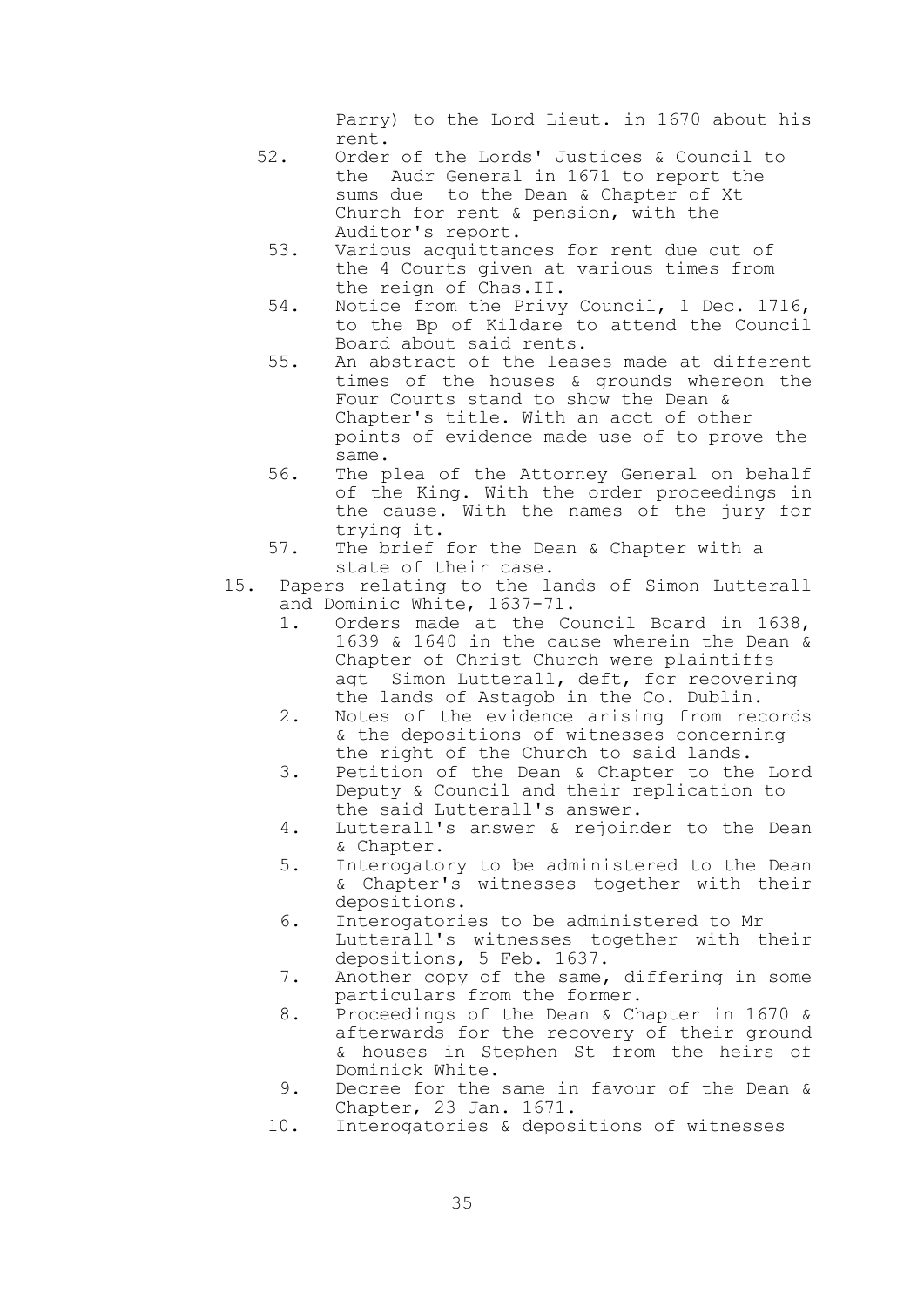Parry) to the Lord Lieut. in 1670 about his rent.

52. Order of the Lords' Justices & Council to the Audr General in 1671 to report the sums due to the Dean & Chapter of Xt Church for rent & pension, with the Auditor's report.
53. Various acquittances for rent due out of the 4 Courts given at various times from the reign of Chas.II.
54. Notice from the Privy Council, 1 Dec. 1716, to the Bp of Kildare to attend the Council Board about said rents.
55. An abstract of the leases made at different times of the houses & grounds whereon the Four Courts stand to show the Dean & Chapter's title. With an acct of other points of evidence made use of to prove the same.
56. The plea of the Attorney General on behalf of the King. With the order proceedings in the cause. With the names of the jury for trying it.
57. The brief for the Dean & Chapter with a state of their case.

15. Papers relating to the lands of Simon Lutterall and Dominic White, 1637-71.
    1. Orders made at the Council Board in 1638, 1639 & 1640 in the cause wherein the Dean & Chapter of Christ Church were plaintiffs agt Simon Lutterall, deft, for recovering the lands of Astagob in the Co. Dublin.
    2. Notes of the evidence arising from records & the depositions of witnesses concerning the right of the Church to said lands.
    3. Petition of the Dean & Chapter to the Lord Deputy & Council and their replication to the said Lutterall's answer.
    4. Lutterall's answer & rejoinder to the Dean & Chapter.
    5. Interogatory to be administered to the Dean & Chapter's witnesses together with their depositions.
    6. Interogatories to be administered to Mr Lutterall's witnesses together with their depositions, 5 Feb. 1637.
    7. Another copy of the same, differing in some particulars from the former.
    8. Proceedings of the Dean & Chapter in 1670 & afterwards for the recovery of their ground & houses in Stephen St from the heirs of Dominick White.
    9. Decree for the same in favour of the Dean & Chapter, 23 Jan. 1671.
    10. Interogatories & depositions of witnesses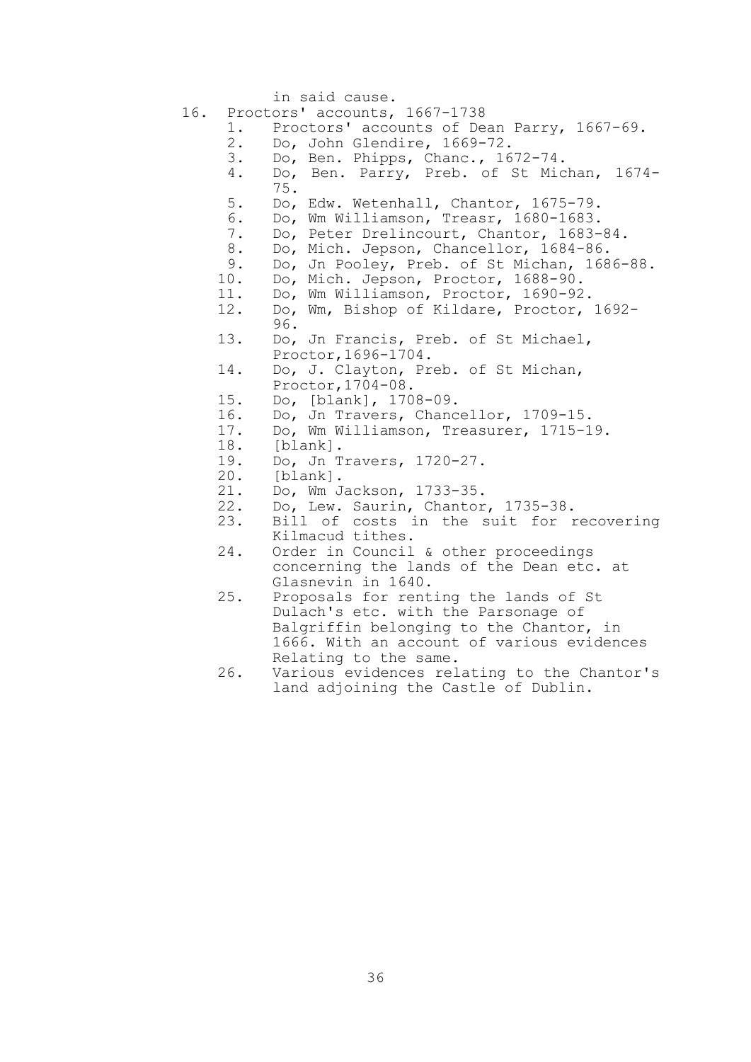in said cause.

16. Proctors' accounts, 1667-1738
    1. Proctors' accounts of Dean Parry, 1667-69.
    2. Do, John Glendire, 1669-72.
    3. Do, Ben. Phipps, Chanc., 1672-74.
    4. Do, Ben. Parry, Preb. of St Michan, 1674-75.
    5. Do, Edw. Wetenhall, Chantor, 1675-79.
    6. Do, Wm Williamson, Treasr, 1680-1683.
    7. Do, Peter Drelincourt, Chantor, 1683-84.
    8. Do, Mich. Jepson, Chancellor, 1684-86.
    9. Do, Jn Pooley, Preb. of St Michan, 1686-88.
    10. Do, Mich. Jepson, Proctor, 1688-90.
    11. Do, Wm Williamson, Proctor, 1690-92.
    12. Do, Wm, Bishop of Kildare, Proctor, 1692-96.
    13. Do, Jn Francis, Preb. of St Michael, Proctor,1696-1704.
    14. Do, J. Clayton, Preb. of St Michan, Proctor,1704-08.
    15. Do, [blank], 1708-09.
    16. Do, Jn Travers, Chancellor, 1709-15.
    17. Do, Wm Williamson, Treasurer, 1715-19.
    18. [blank].
    19. Do, Jn Travers, 1720-27.
    20. [blank].
    21. Do, Wm Jackson, 1733-35.
    22. Do, Lew. Saurin, Chantor, 1735-38.
    23. Bill of costs in the suit for recovering Kilmacud tithes.
    24. Order in Council & other proceedings concerning the lands of the Dean etc. at Glasnevin in 1640.
    25. Proposals for renting the lands of St Dulach's etc. with the Parsonage of Balgriffin belonging to the Chantor, in 1666. With an account of various evidences Relating to the same.
    26. Various evidences relating to the Chantor's land adjoining the Castle of Dublin.